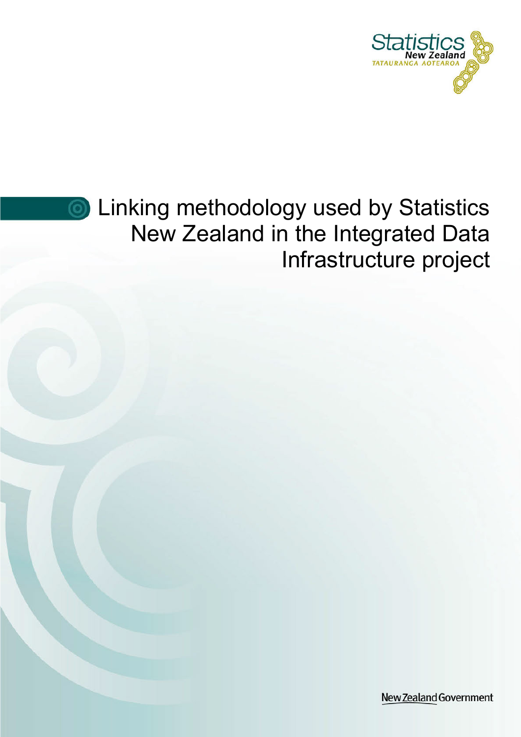Statistics New Zealand

Tatauranga Aotearoa

# Linking methodology used by Statistics New Zealand in the Integrated Data Infrastructure project

New Zealand Government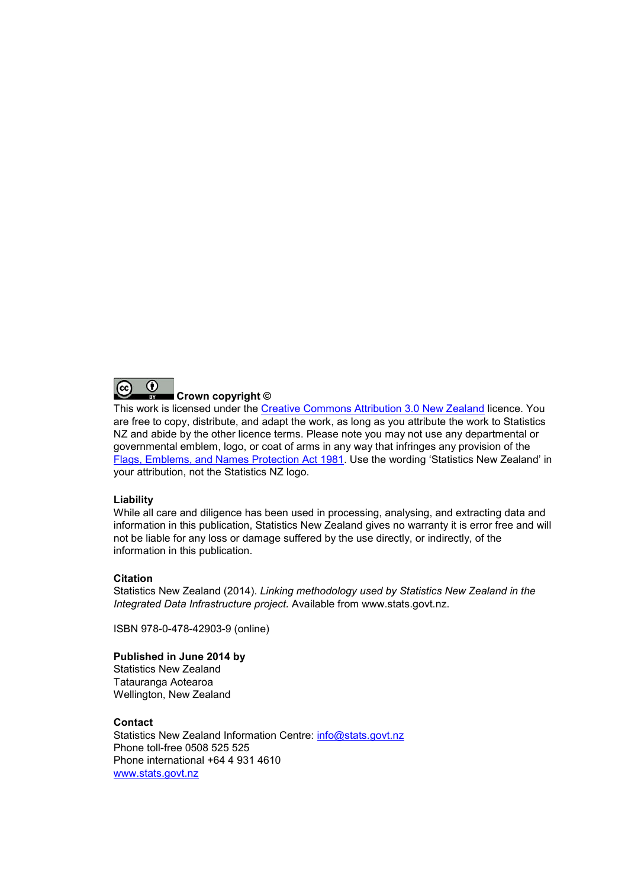**Crown copyright ©**

This work is licensed under the Creative Commons Attribution 3.0 New Zealand licence. You are free to copy, distribute, and adapt the work, as long as you attribute the work to Statistics NZ and abide by the other licence terms. Please note you may not use any departmental or governmental emblem, logo, or coat of arms in any way that infringes any provision of the Flags, Emblems, and Names Protection Act 1981. Use the wording 'Statistics New Zealand' in your attribution, not the Statistics NZ logo.

**Liability**

While all care and diligence has been used in processing, analysing, and extracting data and information in this publication, Statistics New Zealand gives no warranty it is error free and will not be liable for any loss or damage suffered by the use directly, or indirectly, of the information in this publication.

**Citation**

Statistics New Zealand (2014). *Linking methodology used by Statistics New Zealand in the Integrated Data Infrastructure project.* Available from www.stats.govt.nz.

ISBN 978-0-478-42903-9 (online)

**Published in June 2014 by**

Statistics New Zealand  
Tatauranga Aotearoa  
Wellington, New Zealand

**Contact**

Statistics New Zealand Information Centre: info@stats.govt.nz  
Phone toll-free 0508 525 525  
Phone international +64 4 931 4610  
www.stats.govt.nz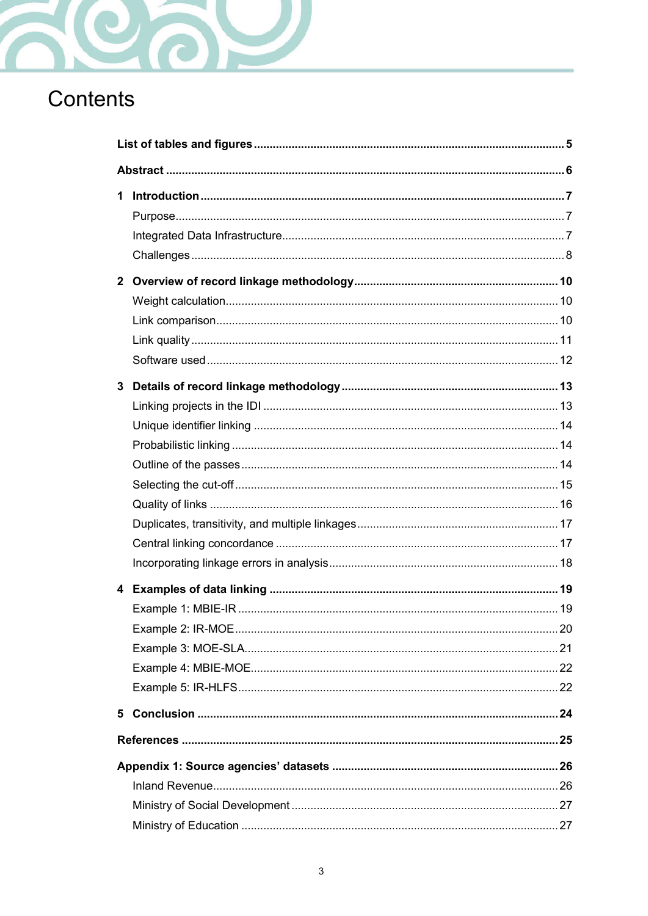# Contents

**List of tables and figures** .......... **5**

**Abstract** .......... **6**

**1 Introduction** .......... **7**

- Purpose .......... 7
- Integrated Data Infrastructure .......... 7
- Challenges .......... 8

**2 Overview of record linkage methodology** .......... **10**

- Weight calculation .......... 10
- Link comparison .......... 10
- Link quality .......... 11
- Software used .......... 12

**3 Details of record linkage methodology** .......... **13**

- Linking projects in the IDI .......... 13
- Unique identifier linking .......... 14
- Probabilistic linking .......... 14
- Outline of the passes .......... 14
- Selecting the cut-off .......... 15
- Quality of links .......... 16
- Duplicates, transitivity, and multiple linkages .......... 17
- Central linking concordance .......... 17
- Incorporating linkage errors in analysis .......... 18

**4 Examples of data linking** .......... **19**

- Example 1: MBIE-IR .......... 19
- Example 2: IR-MOE .......... 20
- Example 3: MOE-SLA .......... 21
- Example 4: MBIE-MOE .......... 22
- Example 5: IR-HLFS .......... 22

**5 Conclusion** .......... **24**

**References** .......... **25**

**Appendix 1: Source agencies' datasets** .......... **26**

- Inland Revenue .......... 26
- Ministry of Social Development .......... 27
- Ministry of Education .......... 27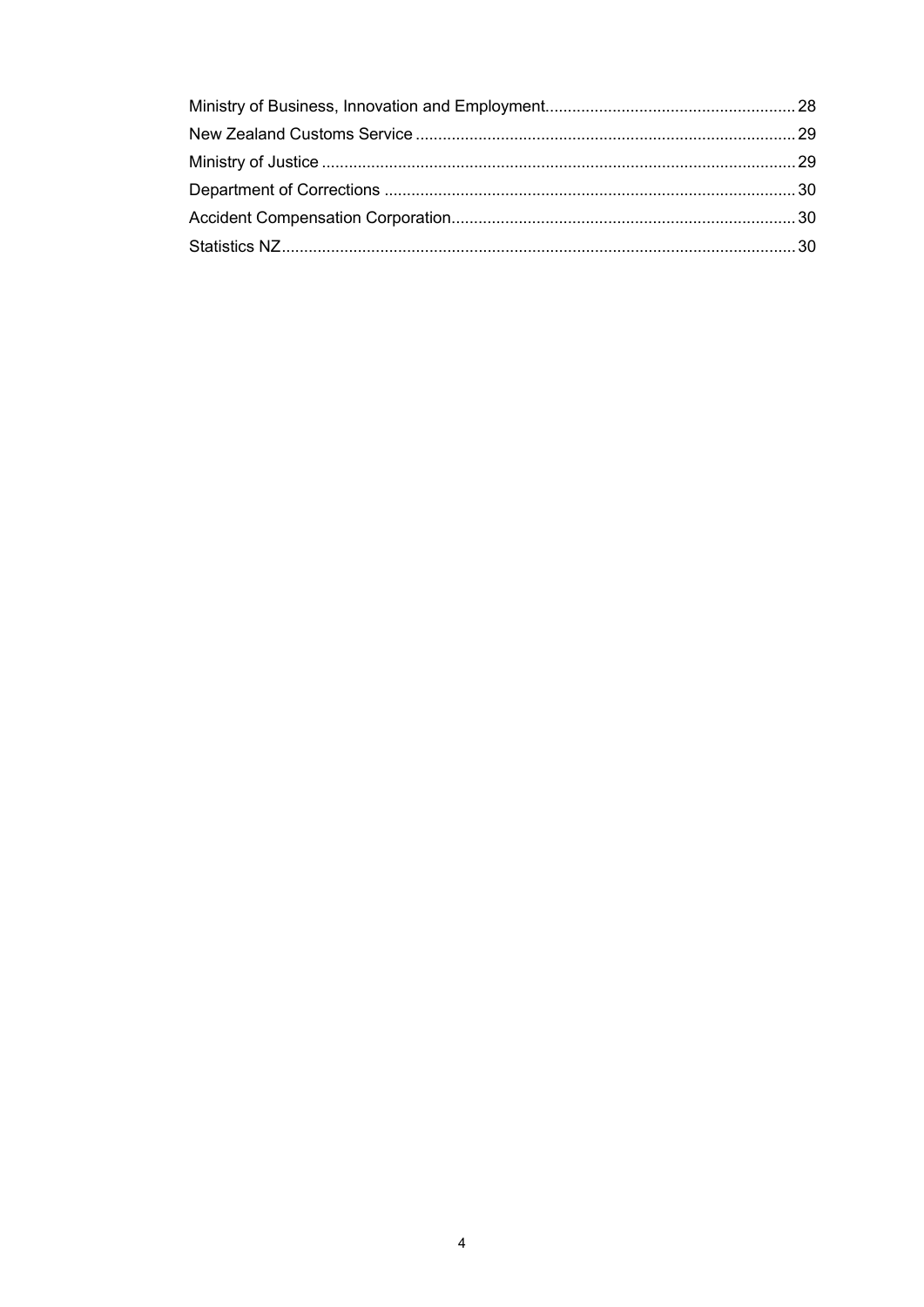Ministry of Business, Innovation and Employment....................................................... 28
New Zealand Customs Service .................................................................................... 29
Ministry of Justice ......................................................................................................... 29
Department of Corrections ........................................................................................... 30
Accident Compensation Corporation............................................................................ 30
Statistics NZ.................................................................................................................. 30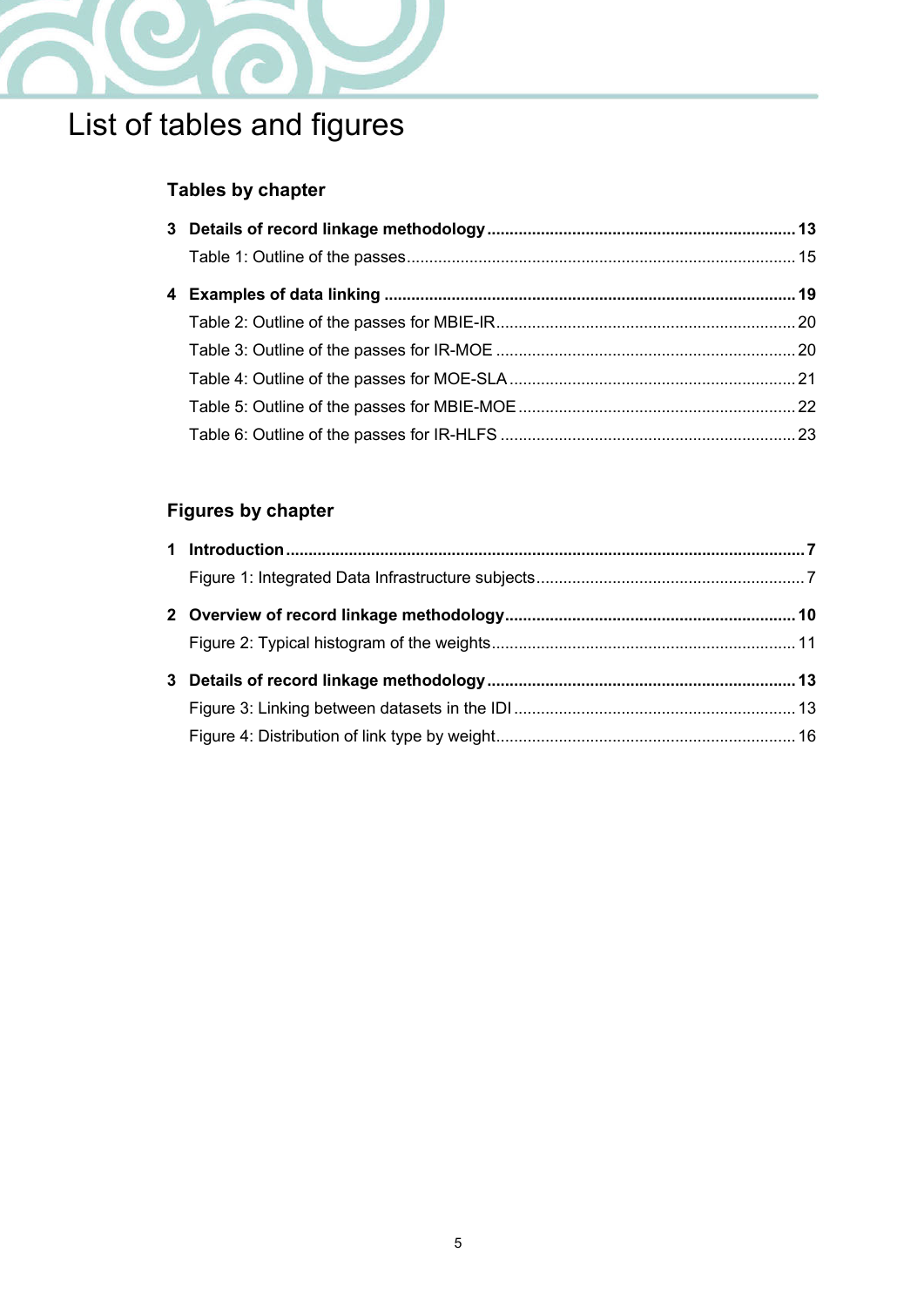# List of tables and figures

## Tables by chapter

**3 Details of record linkage methodology** .......... **13**

Table 1: Outline of the passes .......... 15

**4 Examples of data linking** .......... **19**

Table 2: Outline of the passes for MBIE-IR .......... 20

Table 3: Outline of the passes for IR-MOE .......... 20

Table 4: Outline of the passes for MOE-SLA .......... 21

Table 5: Outline of the passes for MBIE-MOE .......... 22

Table 6: Outline of the passes for IR-HLFS .......... 23

## Figures by chapter

**1 Introduction** .......... **7**

Figure 1: Integrated Data Infrastructure subjects .......... 7

**2 Overview of record linkage methodology** .......... **10**

Figure 2: Typical histogram of the weights .......... 11

**3 Details of record linkage methodology** .......... **13**

Figure 3: Linking between datasets in the IDI .......... 13

Figure 4: Distribution of link type by weight .......... 16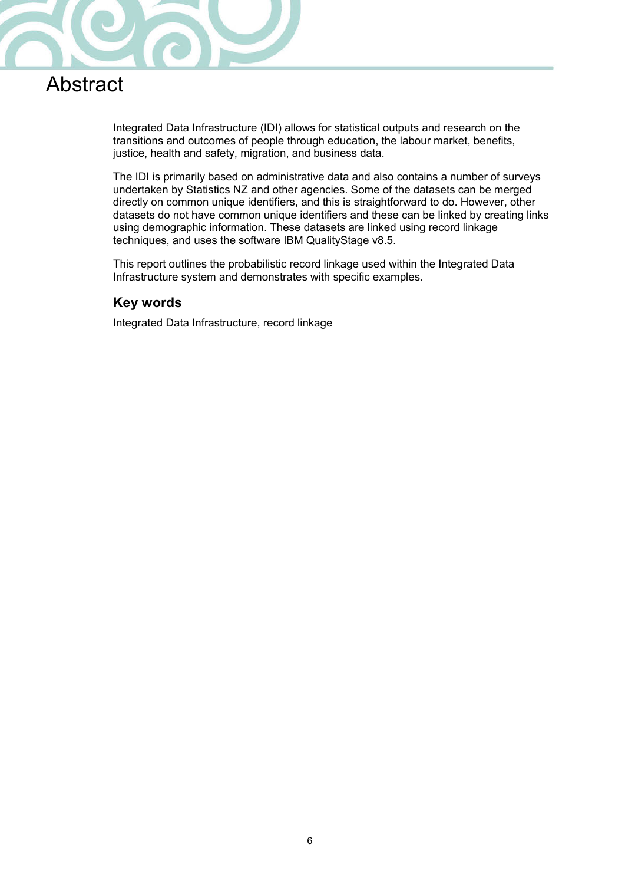# Abstract

Integrated Data Infrastructure (IDI) allows for statistical outputs and research on the transitions and outcomes of people through education, the labour market, benefits, justice, health and safety, migration, and business data.

The IDI is primarily based on administrative data and also contains a number of surveys undertaken by Statistics NZ and other agencies. Some of the datasets can be merged directly on common unique identifiers, and this is straightforward to do. However, other datasets do not have common unique identifiers and these can be linked by creating links using demographic information. These datasets are linked using record linkage techniques, and uses the software IBM QualityStage v8.5.

This report outlines the probabilistic record linkage used within the Integrated Data Infrastructure system and demonstrates with specific examples.

### Key words

Integrated Data Infrastructure, record linkage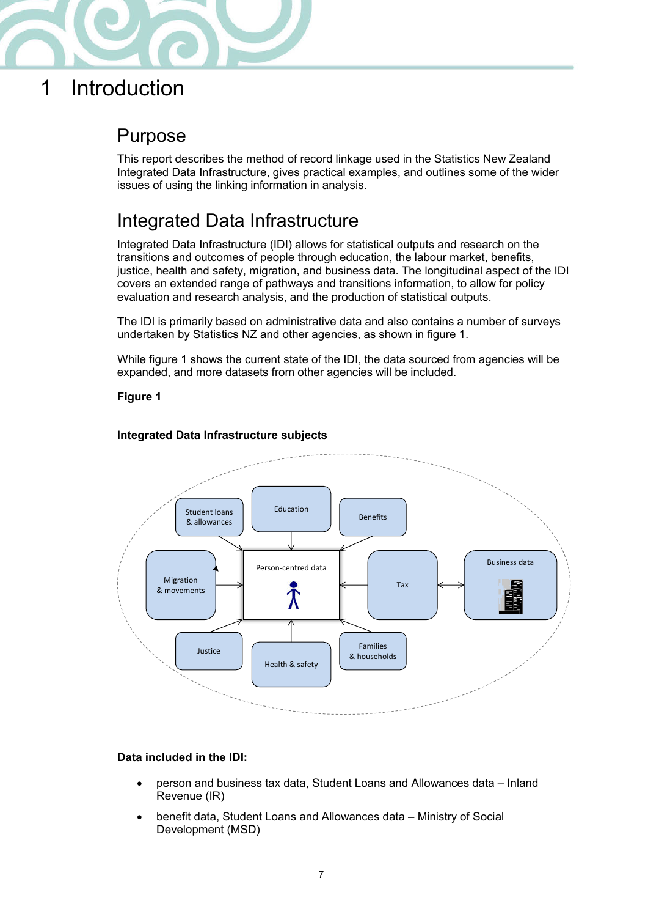# 1 Introduction

## Purpose

This report describes the method of record linkage used in the Statistics New Zealand Integrated Data Infrastructure, gives practical examples, and outlines some of the wider issues of using the linking information in analysis.

## Integrated Data Infrastructure

Integrated Data Infrastructure (IDI) allows for statistical outputs and research on the transitions and outcomes of people through education, the labour market, benefits, justice, health and safety, migration, and business data. The longitudinal aspect of the IDI covers an extended range of pathways and transitions information, to allow for policy evaluation and research analysis, and the production of statistical outputs.

The IDI is primarily based on administrative data and also contains a number of surveys undertaken by Statistics NZ and other agencies, as shown in figure 1.

While figure 1 shows the current state of the IDI, the data sourced from agencies will be expanded, and more datasets from other agencies will be included.

**Figure 1**

**Integrated Data Infrastructure subjects**

Student loans & allowances
Education
Benefits
Migration & movements
Person-centred data
Tax
Business data
Justice
Health & safety
Families & households

**Data included in the IDI:**

- person and business tax data, Student Loans and Allowances data – Inland Revenue (IR)
- benefit data, Student Loans and Allowances data – Ministry of Social Development (MSD)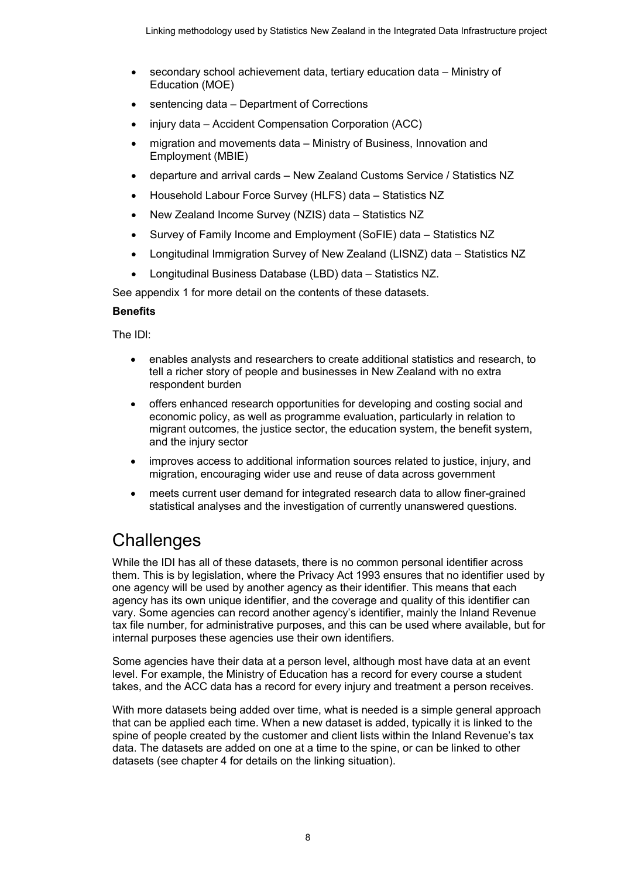- secondary school achievement data, tertiary education data – Ministry of Education (MOE)
- sentencing data – Department of Corrections
- injury data – Accident Compensation Corporation (ACC)
- migration and movements data – Ministry of Business, Innovation and Employment (MBIE)
- departure and arrival cards – New Zealand Customs Service / Statistics NZ
- Household Labour Force Survey (HLFS) data – Statistics NZ
- New Zealand Income Survey (NZIS) data – Statistics NZ
- Survey of Family Income and Employment (SoFIE) data – Statistics NZ
- Longitudinal Immigration Survey of New Zealand (LISNZ) data – Statistics NZ
- Longitudinal Business Database (LBD) data – Statistics NZ.

See appendix 1 for more detail on the contents of these datasets.

**Benefits**

The IDI:

- enables analysts and researchers to create additional statistics and research, to tell a richer story of people and businesses in New Zealand with no extra respondent burden
- offers enhanced research opportunities for developing and costing social and economic policy, as well as programme evaluation, particularly in relation to migrant outcomes, the justice sector, the education system, the benefit system, and the injury sector
- improves access to additional information sources related to justice, injury, and migration, encouraging wider use and reuse of data across government
- meets current user demand for integrated research data to allow finer-grained statistical analyses and the investigation of currently unanswered questions.

## Challenges

While the IDI has all of these datasets, there is no common personal identifier across them. This is by legislation, where the Privacy Act 1993 ensures that no identifier used by one agency will be used by another agency as their identifier. This means that each agency has its own unique identifier, and the coverage and quality of this identifier can vary. Some agencies can record another agency's identifier, mainly the Inland Revenue tax file number, for administrative purposes, and this can be used where available, but for internal purposes these agencies use their own identifiers.

Some agencies have their data at a person level, although most have data at an event level. For example, the Ministry of Education has a record for every course a student takes, and the ACC data has a record for every injury and treatment a person receives.

With more datasets being added over time, what is needed is a simple general approach that can be applied each time. When a new dataset is added, typically it is linked to the spine of people created by the customer and client lists within the Inland Revenue's tax data. The datasets are added on one at a time to the spine, or can be linked to other datasets (see chapter 4 for details on the linking situation).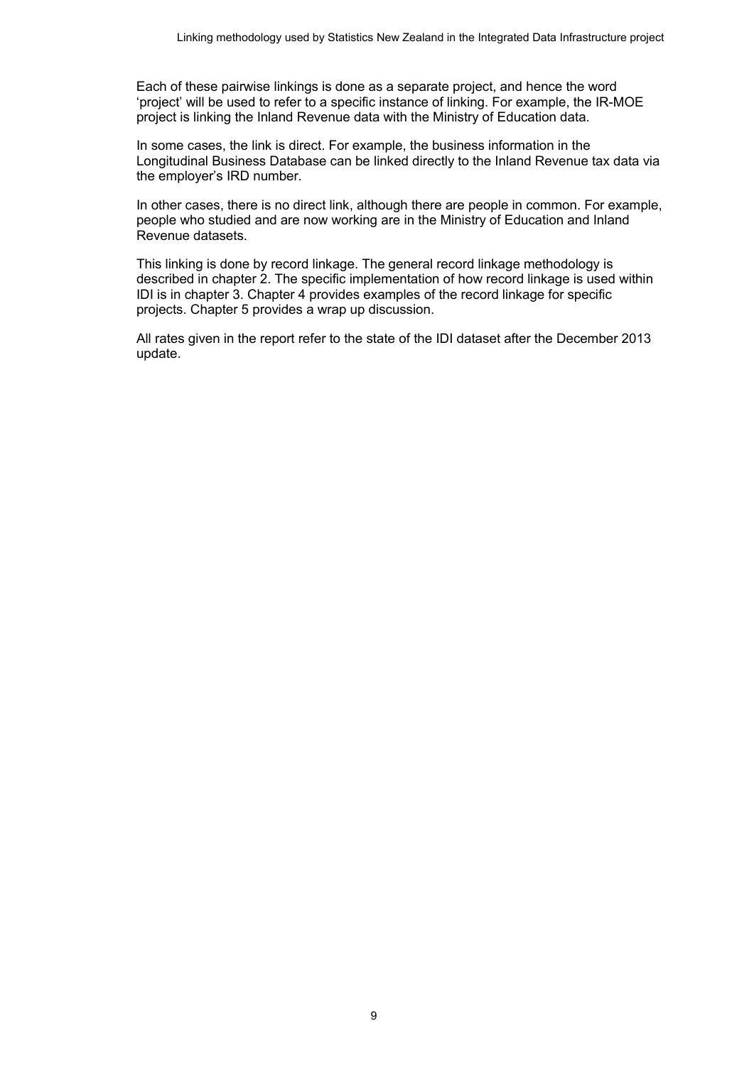Each of these pairwise linkings is done as a separate project, and hence the word 'project' will be used to refer to a specific instance of linking. For example, the IR-MOE project is linking the Inland Revenue data with the Ministry of Education data.

In some cases, the link is direct. For example, the business information in the Longitudinal Business Database can be linked directly to the Inland Revenue tax data via the employer's IRD number.

In other cases, there is no direct link, although there are people in common. For example, people who studied and are now working are in the Ministry of Education and Inland Revenue datasets.

This linking is done by record linkage. The general record linkage methodology is described in chapter 2. The specific implementation of how record linkage is used within IDI is in chapter 3. Chapter 4 provides examples of the record linkage for specific projects. Chapter 5 provides a wrap up discussion.

All rates given in the report refer to the state of the IDI dataset after the December 2013 update.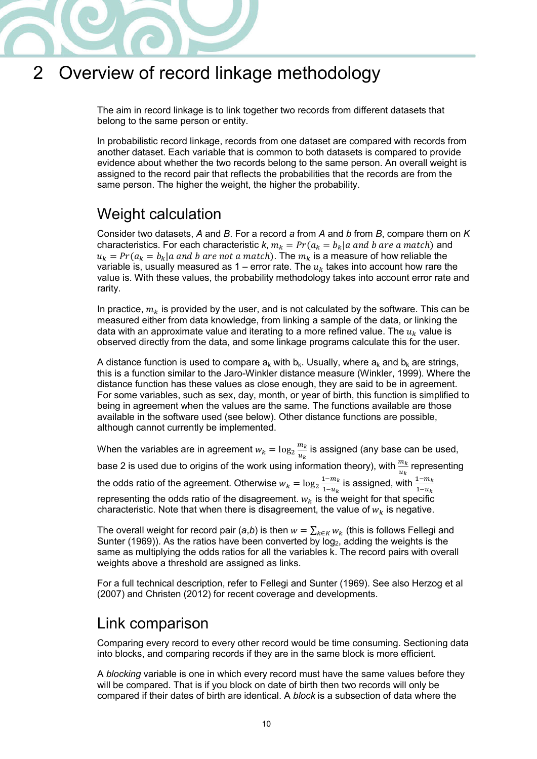# 2 Overview of record linkage methodology

The aim in record linkage is to link together two records from different datasets that belong to the same person or entity.

In probabilistic record linkage, records from one dataset are compared with records from another dataset. Each variable that is common to both datasets is compared to provide evidence about whether the two records belong to the same person. An overall weight is assigned to the record pair that reflects the probabilities that the records are from the same person. The higher the weight, the higher the probability.

## Weight calculation

Consider two datasets, *A* and *B*. For a record *a* from *A* and *b* from *B*, compare them on *K* characteristics. For each characteristic *k*, $m_k = Pr(a_k = b_k | a \text{ and } b \text{ are a match})$ and $u_k = Pr(a_k = b_k | a \text{ and } b \text{ are not a match})$. The $m_k$ is a measure of how reliable the variable is, usually measured as 1 – error rate. The $u_k$ takes into account how rare the value is. With these values, the probability methodology takes into account error rate and rarity.

In practice, $m_k$ is provided by the user, and is not calculated by the software. This can be measured either from data knowledge, from linking a sample of the data, or linking the data with an approximate value and iterating to a more refined value. The $u_k$ value is observed directly from the data, and some linkage programs calculate this for the user.

A distance function is used to compare $a_k$ with $b_k$. Usually, where $a_k$ and $b_k$ are strings, this is a function similar to the Jaro-Winkler distance measure (Winkler, 1999). Where the distance function has these values as close enough, they are said to be in agreement. For some variables, such as sex, day, month, or year of birth, this function is simplified to being in agreement when the values are the same. The functions available are those available in the software used (see below). Other distance functions are possible, although cannot currently be implemented.

When the variables are in agreement $w_k = \log_2 \frac{m_k}{u_k}$ is assigned (any base can be used, base 2 is used due to origins of the work using information theory), with $\frac{m_k}{u_k}$ representing the odds ratio of the agreement. Otherwise $w_k = \log_2 \frac{1-m_k}{1-u_k}$ is assigned, with $\frac{1-m_k}{1-u_k}$ representing the odds ratio of the disagreement. $w_k$ is the weight for that specific characteristic. Note that when there is disagreement, the value of $w_k$ is negative.

The overall weight for record pair (*a*,*b*) is then $w = \sum_{k \in K} w_k$ (this is follows Fellegi and Sunter (1969)). As the ratios have been converted by $\log_2$, adding the weights is the same as multiplying the odds ratios for all the variables k. The record pairs with overall weights above a threshold are assigned as links.

For a full technical description, refer to Fellegi and Sunter (1969). See also Herzog et al (2007) and Christen (2012) for recent coverage and developments.

## Link comparison

Comparing every record to every other record would be time consuming. Sectioning data into blocks, and comparing records if they are in the same block is more efficient.

A *blocking* variable is one in which every record must have the same values before they will be compared. That is if you block on date of birth then two records will only be compared if their dates of birth are identical. A *block* is a subsection of data where the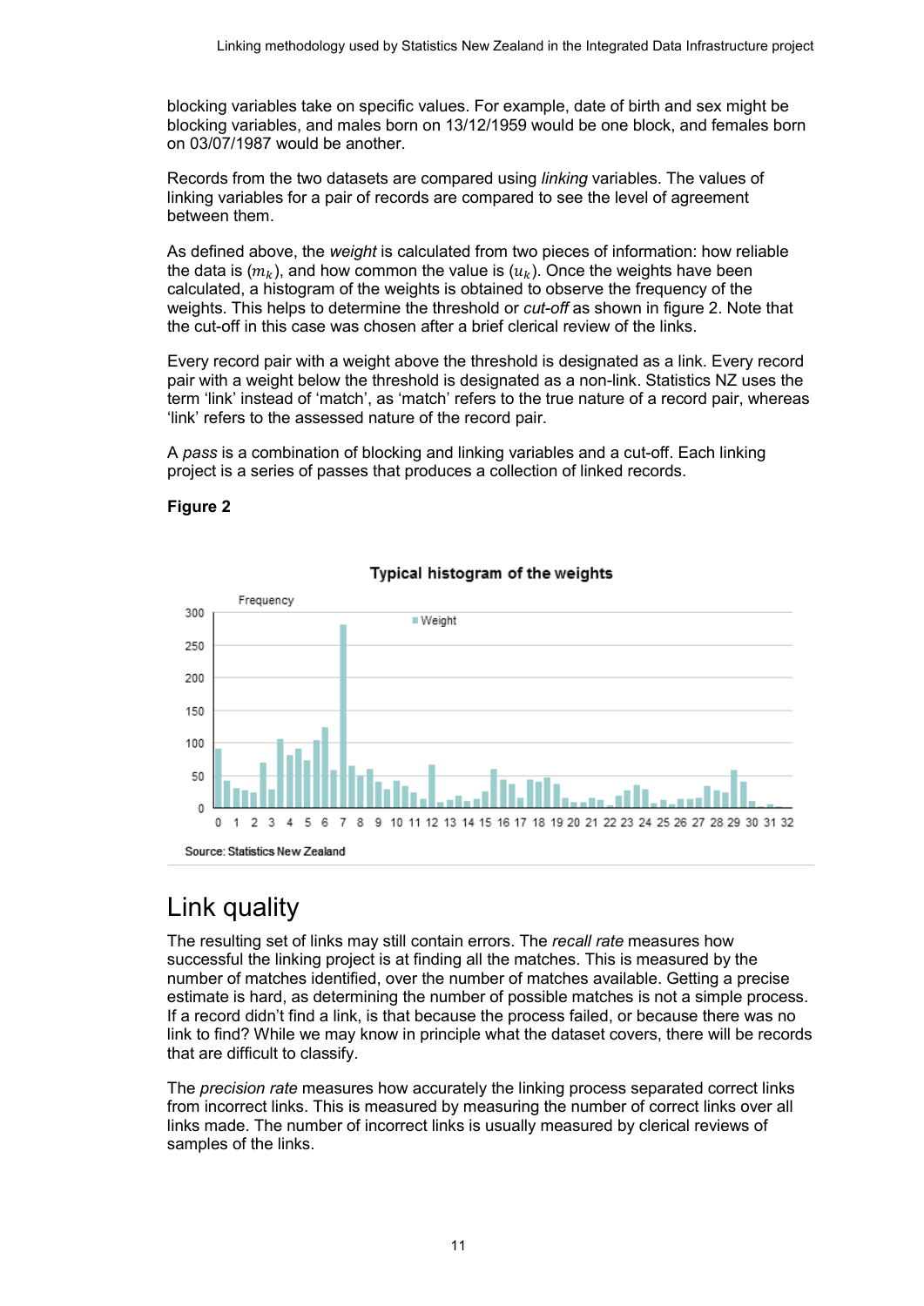blocking variables take on specific values. For example, date of birth and sex might be blocking variables, and males born on 13/12/1959 would be one block, and females born on 03/07/1987 would be another.

Records from the two datasets are compared using *linking* variables. The values of linking variables for a pair of records are compared to see the level of agreement between them.

As defined above, the *weight* is calculated from two pieces of information: how reliable the data is ($m_k$), and how common the value is ($u_k$). Once the weights have been calculated, a histogram of the weights is obtained to observe the frequency of the weights. This helps to determine the threshold or *cut-off* as shown in figure 2. Note that the cut-off in this case was chosen after a brief clerical review of the links.

Every record pair with a weight above the threshold is designated as a link. Every record pair with a weight below the threshold is designated as a non-link. Statistics NZ uses the term 'link' instead of 'match', as 'match' refers to the true nature of a record pair, whereas 'link' refers to the assessed nature of the record pair.

A *pass* is a combination of blocking and linking variables and a cut-off. Each linking project is a series of passes that produces a collection of linked records.

**Figure 2**

Typical histogram of the weights

Source: Statistics New Zealand

# Link quality

The resulting set of links may still contain errors. The *recall rate* measures how successful the linking project is at finding all the matches. This is measured by the number of matches identified, over the number of matches available. Getting a precise estimate is hard, as determining the number of possible matches is not a simple process. If a record didn't find a link, is that because the process failed, or because there was no link to find? While we may know in principle what the dataset covers, there will be records that are difficult to classify.

The *precision rate* measures how accurately the linking process separated correct links from incorrect links. This is measured by measuring the number of correct links over all links made. The number of incorrect links is usually measured by clerical reviews of samples of the links.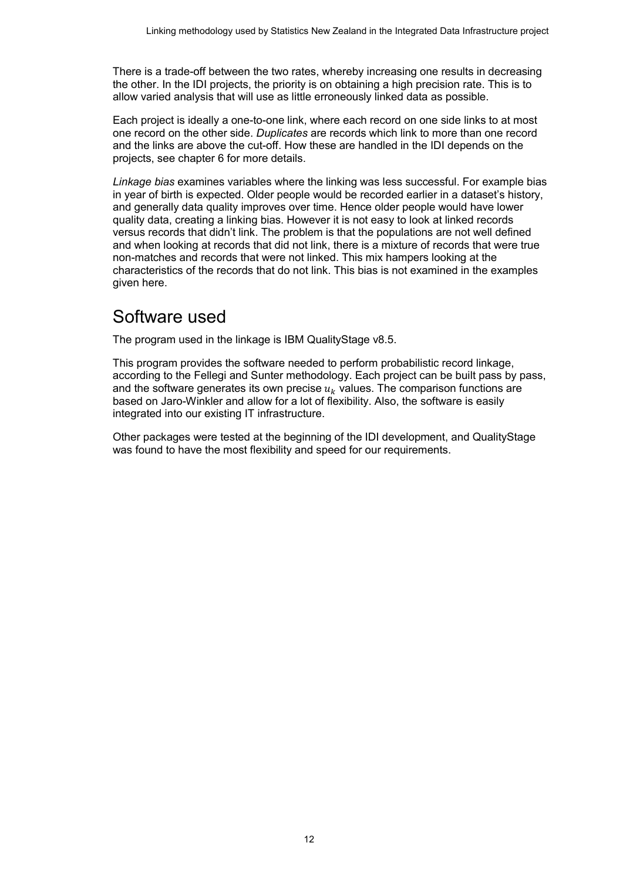There is a trade-off between the two rates, whereby increasing one results in decreasing the other. In the IDI projects, the priority is on obtaining a high precision rate. This is to allow varied analysis that will use as little erroneously linked data as possible.

Each project is ideally a one-to-one link, where each record on one side links to at most one record on the other side. *Duplicates* are records which link to more than one record and the links are above the cut-off. How these are handled in the IDI depends on the projects, see chapter 6 for more details.

*Linkage bias* examines variables where the linking was less successful. For example bias in year of birth is expected. Older people would be recorded earlier in a dataset's history, and generally data quality improves over time. Hence older people would have lower quality data, creating a linking bias. However it is not easy to look at linked records versus records that didn't link. The problem is that the populations are not well defined and when looking at records that did not link, there is a mixture of records that were true non-matches and records that were not linked. This mix hampers looking at the characteristics of the records that do not link. This bias is not examined in the examples given here.

# Software used

The program used in the linkage is IBM QualityStage v8.5.

This program provides the software needed to perform probabilistic record linkage, according to the Fellegi and Sunter methodology. Each project can be built pass by pass, and the software generates its own precise $u_k$ values. The comparison functions are based on Jaro-Winkler and allow for a lot of flexibility. Also, the software is easily integrated into our existing IT infrastructure.

Other packages were tested at the beginning of the IDI development, and QualityStage was found to have the most flexibility and speed for our requirements.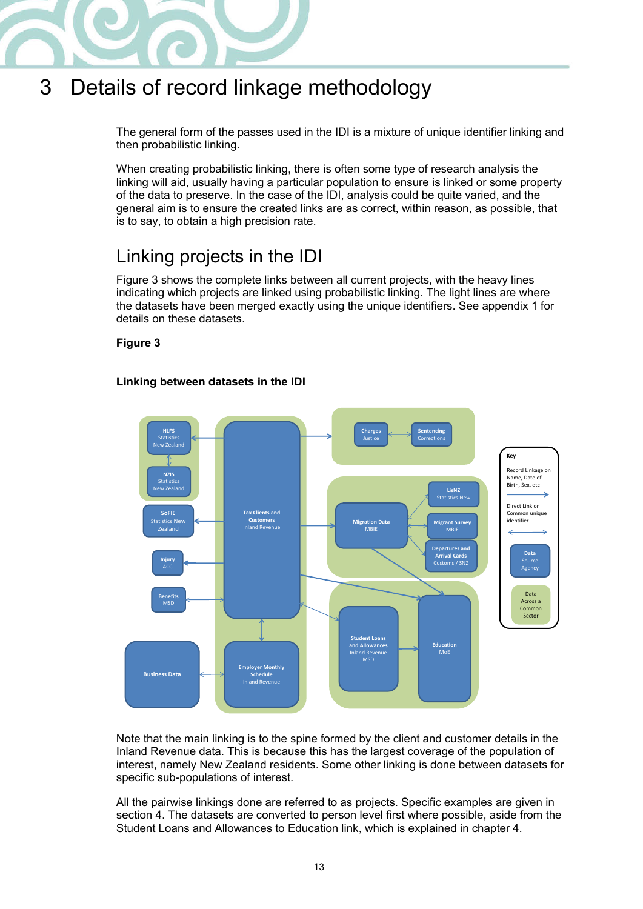# 3 Details of record linkage methodology

The general form of the passes used in the IDI is a mixture of unique identifier linking and then probabilistic linking.

When creating probabilistic linking, there is often some type of research analysis the linking will aid, usually having a particular population to ensure is linked or some property of the data to preserve. In the case of the IDI, analysis could be quite varied, and the general aim is to ensure the created links are as correct, within reason, as possible, that is to say, to obtain a high precision rate.

## Linking projects in the IDI

Figure 3 shows the complete links between all current projects, with the heavy lines indicating which projects are linked using probabilistic linking. The light lines are where the datasets have been merged exactly using the unique identifiers. See appendix 1 for details on these datasets.

**Figure 3**

**Linking between datasets in the IDI**

Note that the main linking is to the spine formed by the client and customer details in the Inland Revenue data. This is because this has the largest coverage of the population of interest, namely New Zealand residents. Some other linking is done between datasets for specific sub-populations of interest.

All the pairwise linkings done are referred to as projects. Specific examples are given in section 4. The datasets are converted to person level first where possible, aside from the Student Loans and Allowances to Education link, which is explained in chapter 4.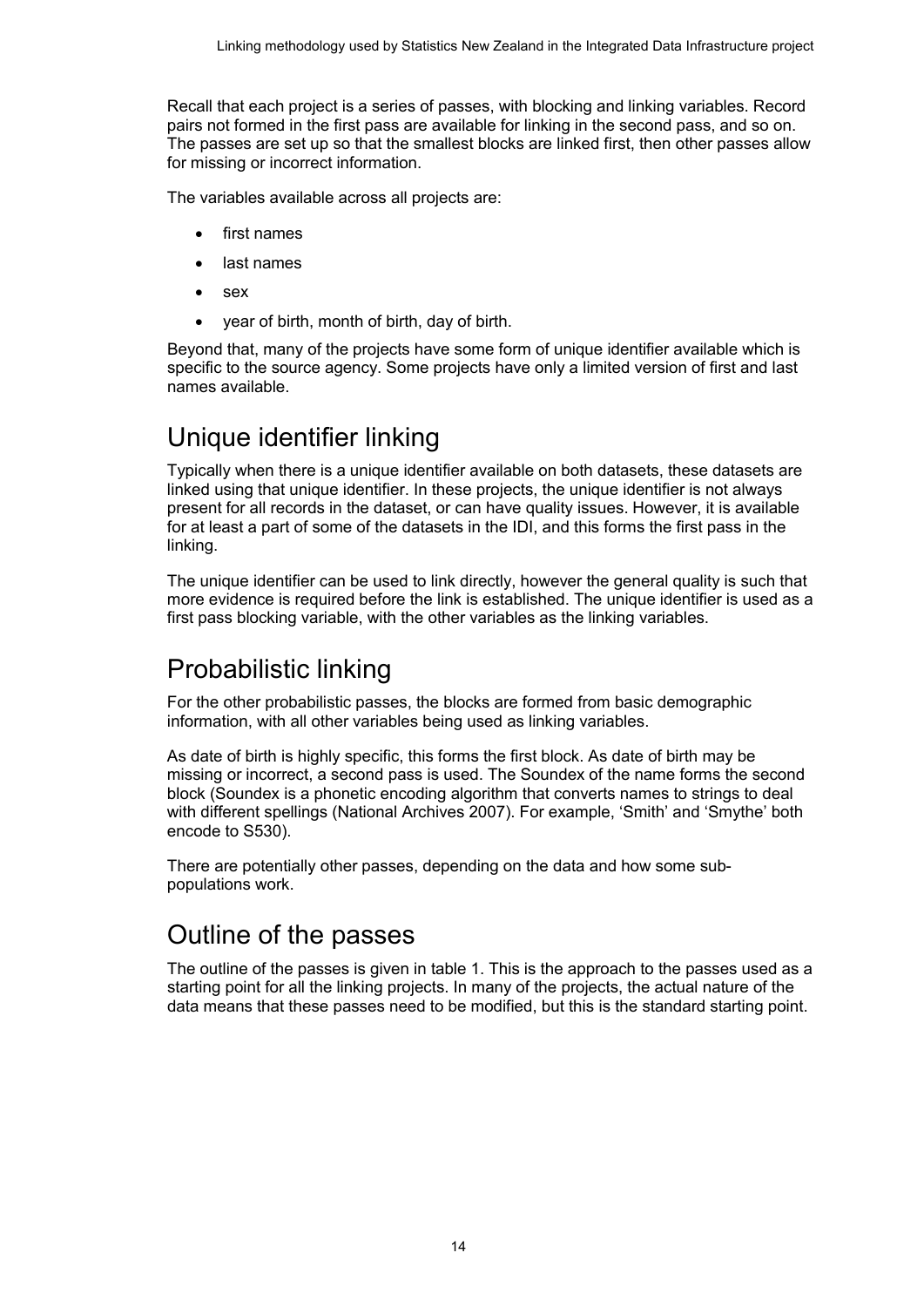Recall that each project is a series of passes, with blocking and linking variables. Record pairs not formed in the first pass are available for linking in the second pass, and so on. The passes are set up so that the smallest blocks are linked first, then other passes allow for missing or incorrect information.

The variables available across all projects are:

- first names
- last names
- sex
- year of birth, month of birth, day of birth.

Beyond that, many of the projects have some form of unique identifier available which is specific to the source agency. Some projects have only a limited version of first and last names available.

## Unique identifier linking

Typically when there is a unique identifier available on both datasets, these datasets are linked using that unique identifier. In these projects, the unique identifier is not always present for all records in the dataset, or can have quality issues. However, it is available for at least a part of some of the datasets in the IDI, and this forms the first pass in the linking.

The unique identifier can be used to link directly, however the general quality is such that more evidence is required before the link is established. The unique identifier is used as a first pass blocking variable, with the other variables as the linking variables.

## Probabilistic linking

For the other probabilistic passes, the blocks are formed from basic demographic information, with all other variables being used as linking variables.

As date of birth is highly specific, this forms the first block. As date of birth may be missing or incorrect, a second pass is used. The Soundex of the name forms the second block (Soundex is a phonetic encoding algorithm that converts names to strings to deal with different spellings (National Archives 2007). For example, 'Smith' and 'Smythe' both encode to S530).

There are potentially other passes, depending on the data and how some sub-populations work.

## Outline of the passes

The outline of the passes is given in table 1. This is the approach to the passes used as a starting point for all the linking projects. In many of the projects, the actual nature of the data means that these passes need to be modified, but this is the standard starting point.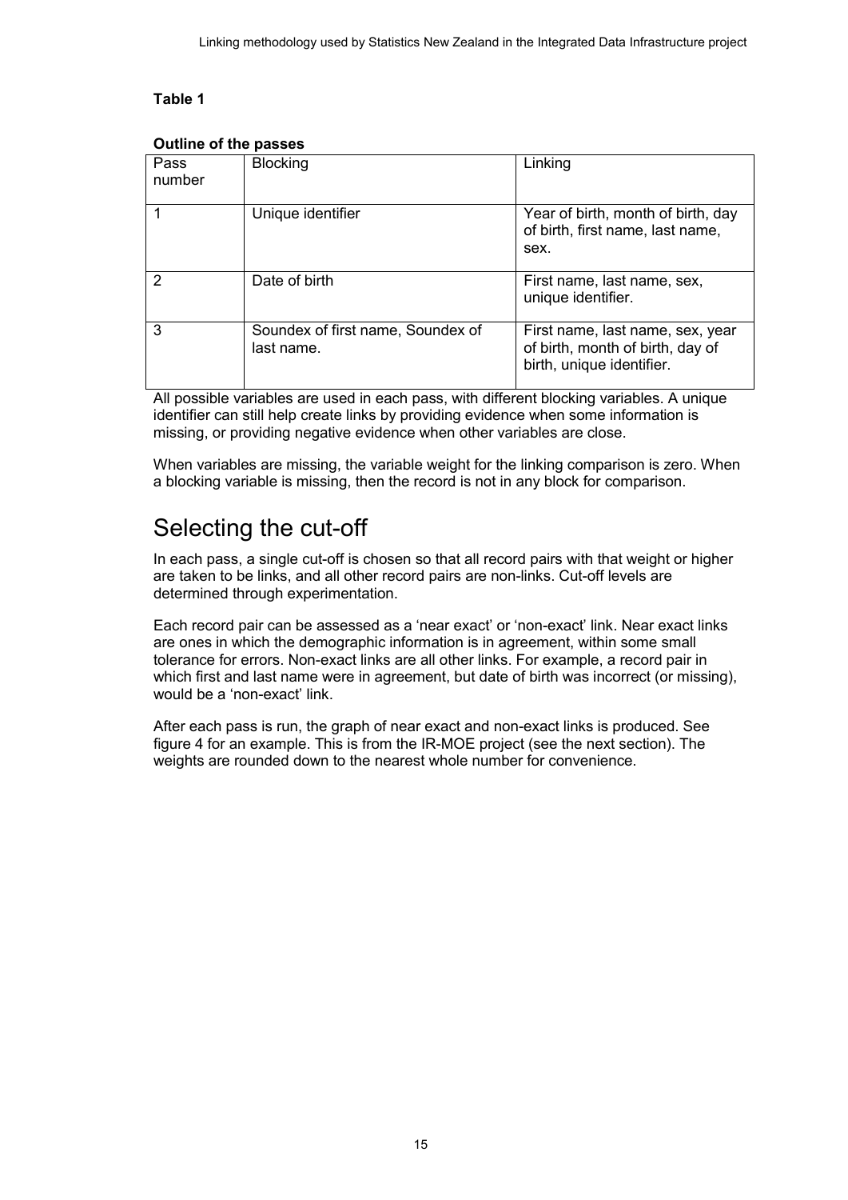**Table 1**

**Outline of the passes**

| Pass number | Blocking | Linking |
|---|---|---|
| 1 | Unique identifier | Year of birth, month of birth, day of birth, first name, last name, sex. |
| 2 | Date of birth | First name, last name, sex, unique identifier. |
| 3 | Soundex of first name, Soundex of last name. | First name, last name, sex, year of birth, month of birth, day of birth, unique identifier. |

All possible variables are used in each pass, with different blocking variables. A unique identifier can still help create links by providing evidence when some information is missing, or providing negative evidence when other variables are close.

When variables are missing, the variable weight for the linking comparison is zero. When a blocking variable is missing, then the record is not in any block for comparison.

# Selecting the cut-off

In each pass, a single cut-off is chosen so that all record pairs with that weight or higher are taken to be links, and all other record pairs are non-links. Cut-off levels are determined through experimentation.

Each record pair can be assessed as a 'near exact' or 'non-exact' link. Near exact links are ones in which the demographic information is in agreement, within some small tolerance for errors. Non-exact links are all other links. For example, a record pair in which first and last name were in agreement, but date of birth was incorrect (or missing), would be a 'non-exact' link.

After each pass is run, the graph of near exact and non-exact links is produced. See figure 4 for an example. This is from the IR-MOE project (see the next section). The weights are rounded down to the nearest whole number for convenience.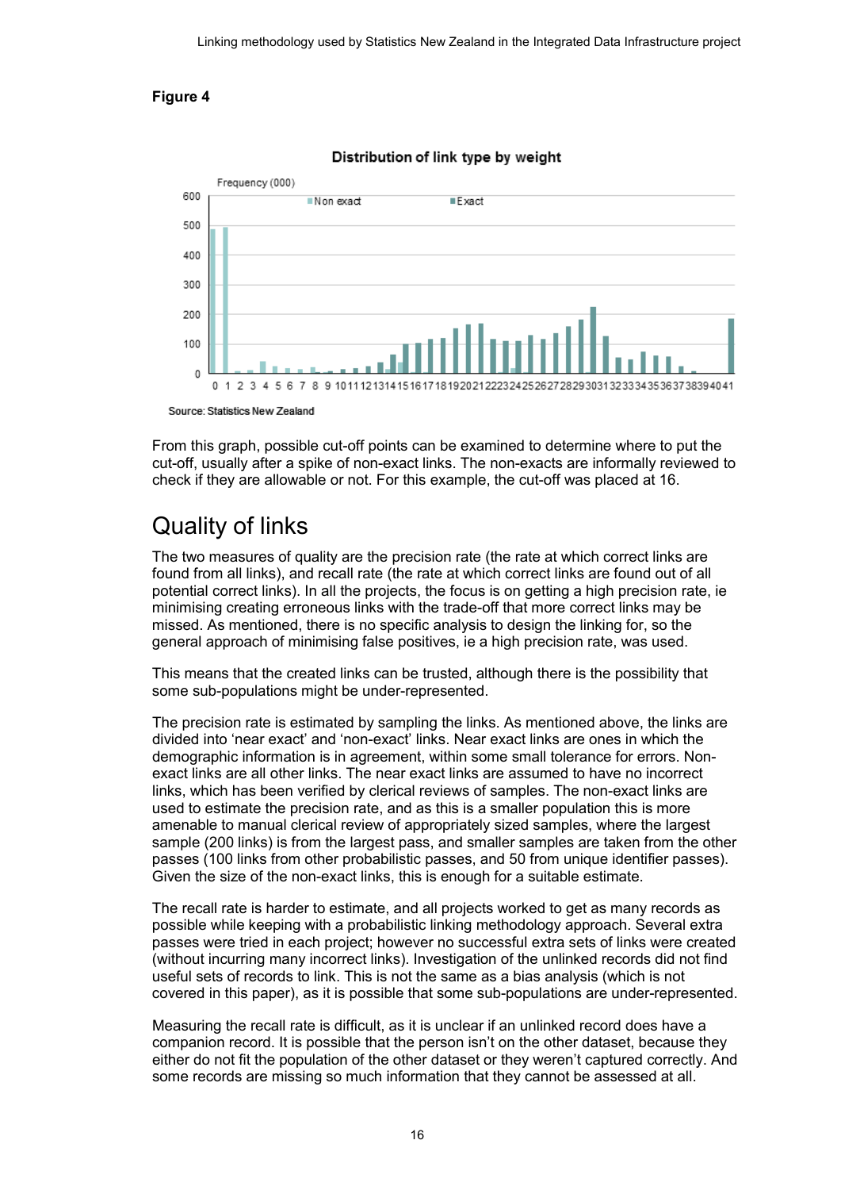**Figure 4**

**Distribution of link type by weight**

Frequency (000)

Source: Statistics New Zealand

From this graph, possible cut-off points can be examined to determine where to put the cut-off, usually after a spike of non-exact links. The non-exacts are informally reviewed to check if they are allowable or not. For this example, the cut-off was placed at 16.

# Quality of links

The two measures of quality are the precision rate (the rate at which correct links are found from all links), and recall rate (the rate at which correct links are found out of all potential correct links). In all the projects, the focus is on getting a high precision rate, ie minimising creating erroneous links with the trade-off that more correct links may be missed. As mentioned, there is no specific analysis to design the linking for, so the general approach of minimising false positives, ie a high precision rate, was used.

This means that the created links can be trusted, although there is the possibility that some sub-populations might be under-represented.

The precision rate is estimated by sampling the links. As mentioned above, the links are divided into 'near exact' and 'non-exact' links. Near exact links are ones in which the demographic information is in agreement, within some small tolerance for errors. Non-exact links are all other links. The near exact links are assumed to have no incorrect links, which has been verified by clerical reviews of samples. The non-exact links are used to estimate the precision rate, and as this is a smaller population this is more amenable to manual clerical review of appropriately sized samples, where the largest sample (200 links) is from the largest pass, and smaller samples are taken from the other passes (100 links from other probabilistic passes, and 50 from unique identifier passes). Given the size of the non-exact links, this is enough for a suitable estimate.

The recall rate is harder to estimate, and all projects worked to get as many records as possible while keeping with a probabilistic linking methodology approach. Several extra passes were tried in each project; however no successful extra sets of links were created (without incurring many incorrect links). Investigation of the unlinked records did not find useful sets of records to link. This is not the same as a bias analysis (which is not covered in this paper), as it is possible that some sub-populations are under-represented.

Measuring the recall rate is difficult, as it is unclear if an unlinked record does have a companion record. It is possible that the person isn't on the other dataset, because they either do not fit the population of the other dataset or they weren't captured correctly. And some records are missing so much information that they cannot be assessed at all.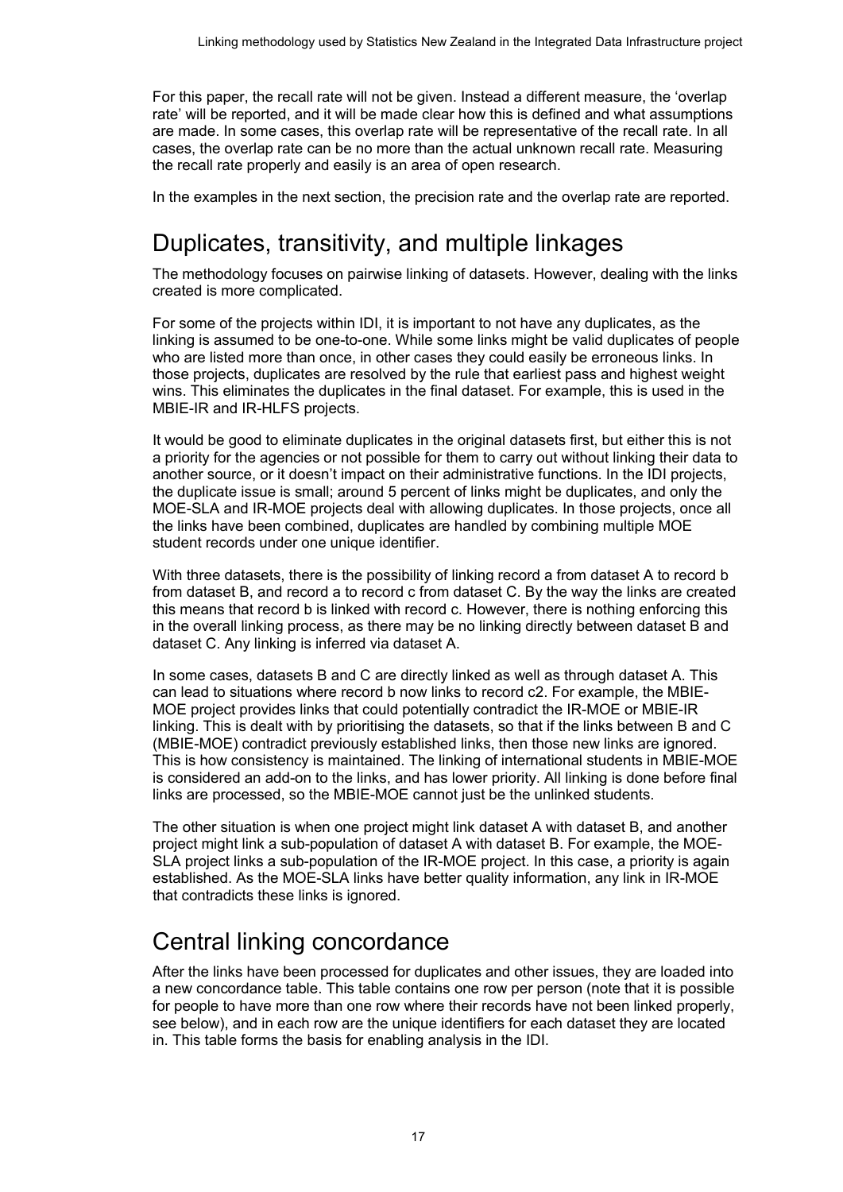For this paper, the recall rate will not be given. Instead a different measure, the 'overlap rate' will be reported, and it will be made clear how this is defined and what assumptions are made. In some cases, this overlap rate will be representative of the recall rate. In all cases, the overlap rate can be no more than the actual unknown recall rate. Measuring the recall rate properly and easily is an area of open research.

In the examples in the next section, the precision rate and the overlap rate are reported.

## Duplicates, transitivity, and multiple linkages

The methodology focuses on pairwise linking of datasets. However, dealing with the links created is more complicated.

For some of the projects within IDI, it is important to not have any duplicates, as the linking is assumed to be one-to-one. While some links might be valid duplicates of people who are listed more than once, in other cases they could easily be erroneous links. In those projects, duplicates are resolved by the rule that earliest pass and highest weight wins. This eliminates the duplicates in the final dataset. For example, this is used in the MBIE-IR and IR-HLFS projects.

It would be good to eliminate duplicates in the original datasets first, but either this is not a priority for the agencies or not possible for them to carry out without linking their data to another source, or it doesn't impact on their administrative functions. In the IDI projects, the duplicate issue is small; around 5 percent of links might be duplicates, and only the MOE-SLA and IR-MOE projects deal with allowing duplicates. In those projects, once all the links have been combined, duplicates are handled by combining multiple MOE student records under one unique identifier.

With three datasets, there is the possibility of linking record a from dataset A to record b from dataset B, and record a to record c from dataset C. By the way the links are created this means that record b is linked with record c. However, there is nothing enforcing this in the overall linking process, as there may be no linking directly between dataset B and dataset C. Any linking is inferred via dataset A.

In some cases, datasets B and C are directly linked as well as through dataset A. This can lead to situations where record b now links to record c2. For example, the MBIE-MOE project provides links that could potentially contradict the IR-MOE or MBIE-IR linking. This is dealt with by prioritising the datasets, so that if the links between B and C (MBIE-MOE) contradict previously established links, then those new links are ignored. This is how consistency is maintained. The linking of international students in MBIE-MOE is considered an add-on to the links, and has lower priority. All linking is done before final links are processed, so the MBIE-MOE cannot just be the unlinked students.

The other situation is when one project might link dataset A with dataset B, and another project might link a sub-population of dataset A with dataset B. For example, the MOE-SLA project links a sub-population of the IR-MOE project. In this case, a priority is again established. As the MOE-SLA links have better quality information, any link in IR-MOE that contradicts these links is ignored.

## Central linking concordance

After the links have been processed for duplicates and other issues, they are loaded into a new concordance table. This table contains one row per person (note that it is possible for people to have more than one row where their records have not been linked properly, see below), and in each row are the unique identifiers for each dataset they are located in. This table forms the basis for enabling analysis in the IDI.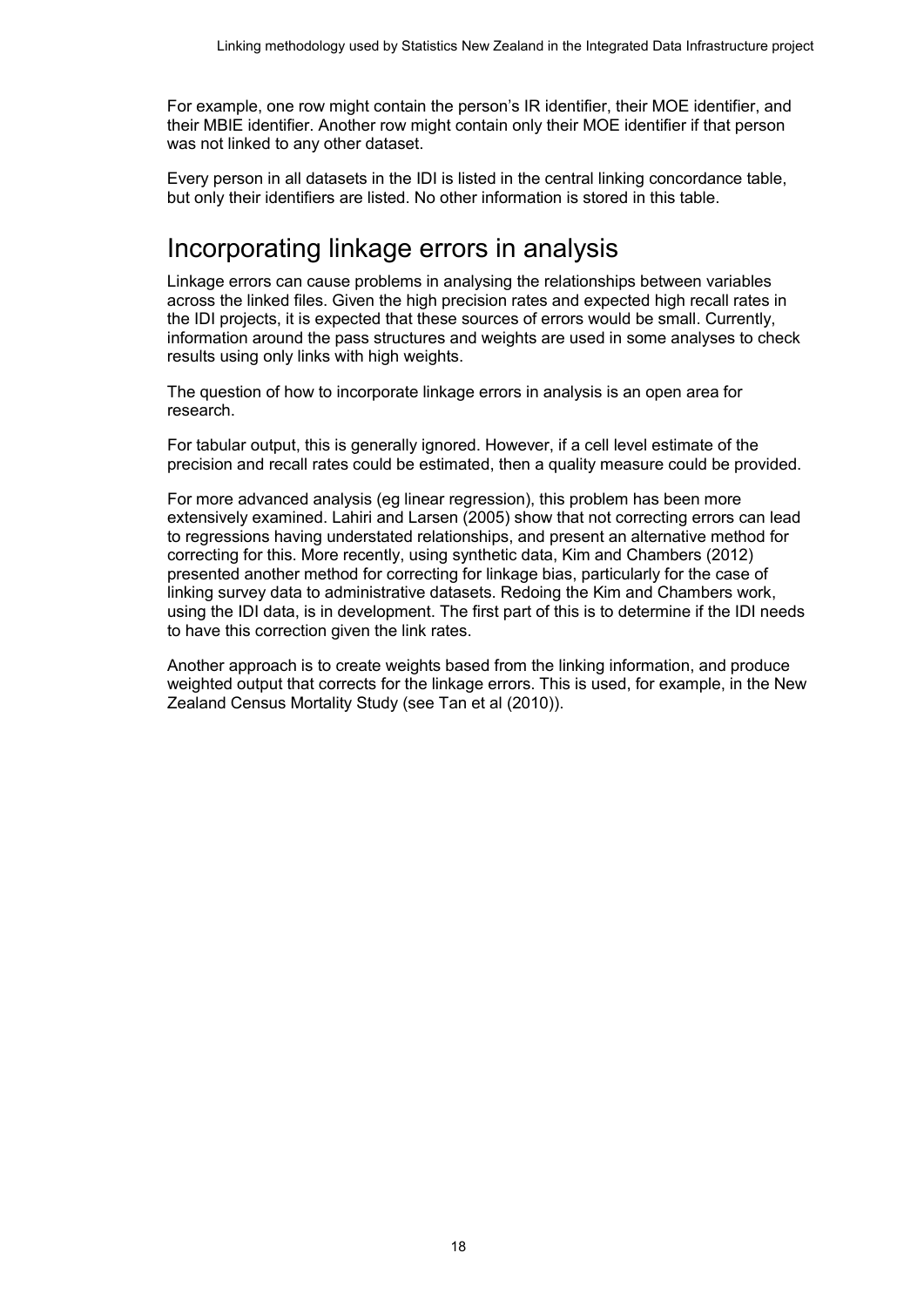For example, one row might contain the person's IR identifier, their MOE identifier, and their MBIE identifier. Another row might contain only their MOE identifier if that person was not linked to any other dataset.

Every person in all datasets in the IDI is listed in the central linking concordance table, but only their identifiers are listed. No other information is stored in this table.

# Incorporating linkage errors in analysis

Linkage errors can cause problems in analysing the relationships between variables across the linked files. Given the high precision rates and expected high recall rates in the IDI projects, it is expected that these sources of errors would be small. Currently, information around the pass structures and weights are used in some analyses to check results using only links with high weights.

The question of how to incorporate linkage errors in analysis is an open area for research.

For tabular output, this is generally ignored. However, if a cell level estimate of the precision and recall rates could be estimated, then a quality measure could be provided.

For more advanced analysis (eg linear regression), this problem has been more extensively examined. Lahiri and Larsen (2005) show that not correcting errors can lead to regressions having understated relationships, and present an alternative method for correcting for this. More recently, using synthetic data, Kim and Chambers (2012) presented another method for correcting for linkage bias, particularly for the case of linking survey data to administrative datasets. Redoing the Kim and Chambers work, using the IDI data, is in development. The first part of this is to determine if the IDI needs to have this correction given the link rates.

Another approach is to create weights based from the linking information, and produce weighted output that corrects for the linkage errors. This is used, for example, in the New Zealand Census Mortality Study (see Tan et al (2010)).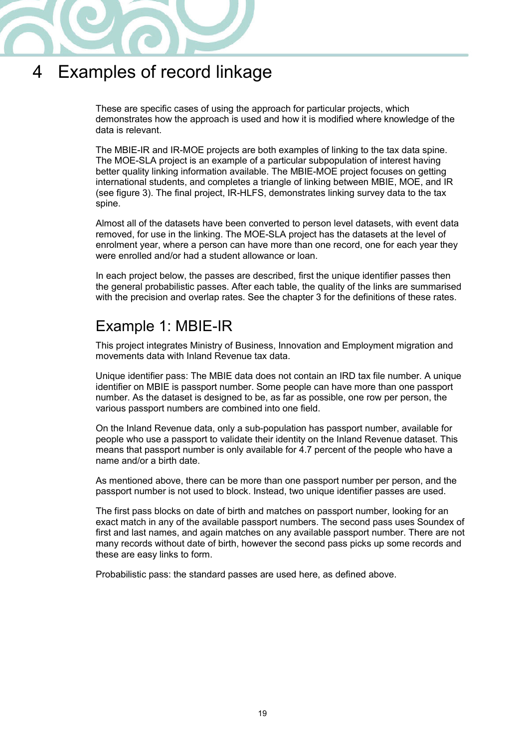# 4 Examples of record linkage

These are specific cases of using the approach for particular projects, which demonstrates how the approach is used and how it is modified where knowledge of the data is relevant.

The MBIE-IR and IR-MOE projects are both examples of linking to the tax data spine. The MOE-SLA project is an example of a particular subpopulation of interest having better quality linking information available. The MBIE-MOE project focuses on getting international students, and completes a triangle of linking between MBIE, MOE, and IR (see figure 3). The final project, IR-HLFS, demonstrates linking survey data to the tax spine.

Almost all of the datasets have been converted to person level datasets, with event data removed, for use in the linking. The MOE-SLA project has the datasets at the level of enrolment year, where a person can have more than one record, one for each year they were enrolled and/or had a student allowance or loan.

In each project below, the passes are described, first the unique identifier passes then the general probabilistic passes. After each table, the quality of the links are summarised with the precision and overlap rates. See the chapter 3 for the definitions of these rates.

## Example 1: MBIE-IR

This project integrates Ministry of Business, Innovation and Employment migration and movements data with Inland Revenue tax data.

Unique identifier pass: The MBIE data does not contain an IRD tax file number. A unique identifier on MBIE is passport number. Some people can have more than one passport number. As the dataset is designed to be, as far as possible, one row per person, the various passport numbers are combined into one field.

On the Inland Revenue data, only a sub-population has passport number, available for people who use a passport to validate their identity on the Inland Revenue dataset. This means that passport number is only available for 4.7 percent of the people who have a name and/or a birth date.

As mentioned above, there can be more than one passport number per person, and the passport number is not used to block. Instead, two unique identifier passes are used.

The first pass blocks on date of birth and matches on passport number, looking for an exact match in any of the available passport numbers. The second pass uses Soundex of first and last names, and again matches on any available passport number. There are not many records without date of birth, however the second pass picks up some records and these are easy links to form.

Probabilistic pass: the standard passes are used here, as defined above.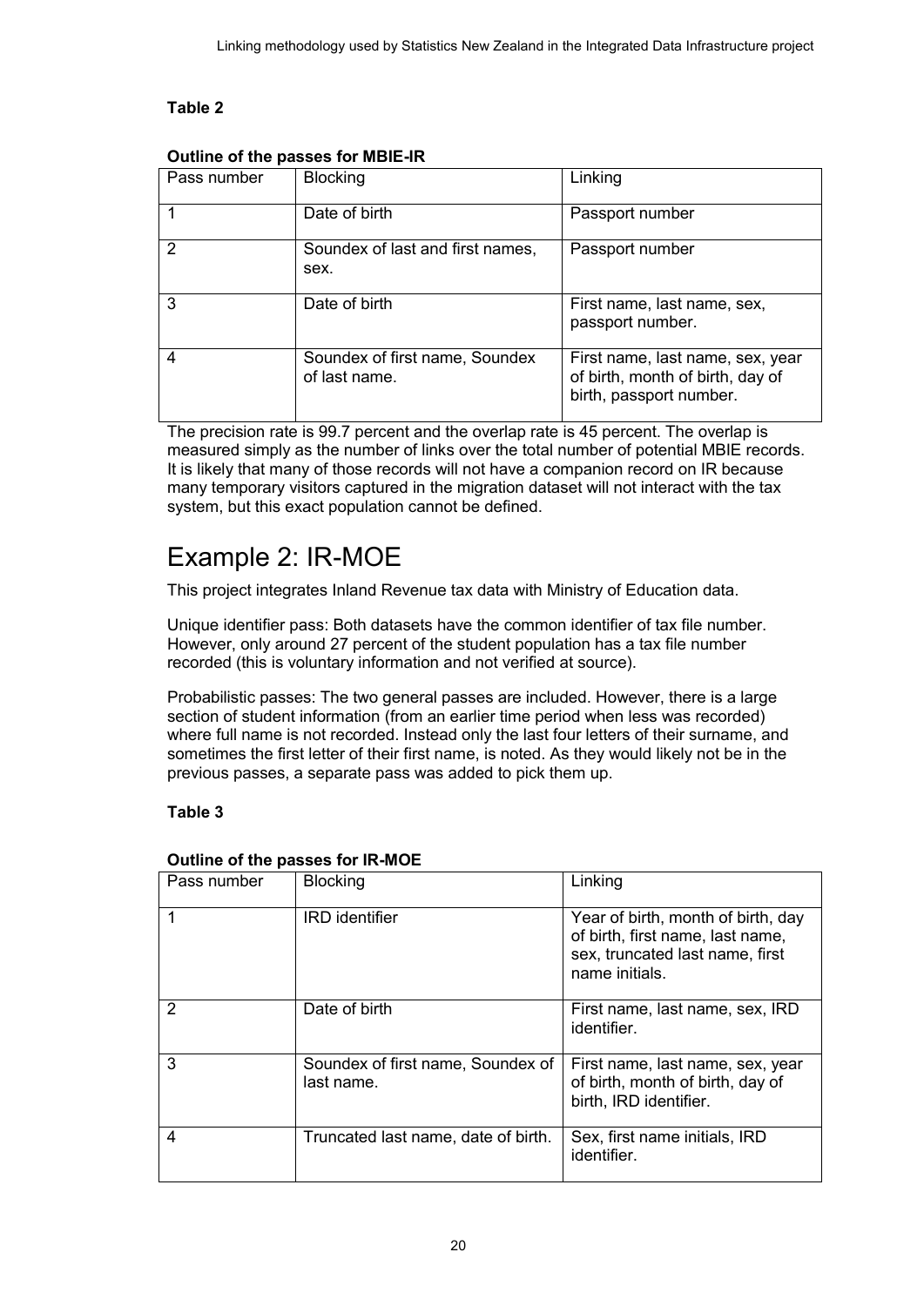**Table 2**

**Outline of the passes for MBIE-IR**

| Pass number | Blocking | Linking |
|---|---|---|
| 1 | Date of birth | Passport number |
| 2 | Soundex of last and first names, sex. | Passport number |
| 3 | Date of birth | First name, last name, sex, passport number. |
| 4 | Soundex of first name, Soundex of last name. | First name, last name, sex, year of birth, month of birth, day of birth, passport number. |

The precision rate is 99.7 percent and the overlap rate is 45 percent. The overlap is measured simply as the number of links over the total number of potential MBIE records. It is likely that many of those records will not have a companion record on IR because many temporary visitors captured in the migration dataset will not interact with the tax system, but this exact population cannot be defined.

# Example 2: IR-MOE

This project integrates Inland Revenue tax data with Ministry of Education data.

Unique identifier pass: Both datasets have the common identifier of tax file number. However, only around 27 percent of the student population has a tax file number recorded (this is voluntary information and not verified at source).

Probabilistic passes: The two general passes are included. However, there is a large section of student information (from an earlier time period when less was recorded) where full name is not recorded. Instead only the last four letters of their surname, and sometimes the first letter of their first name, is noted. As they would likely not be in the previous passes, a separate pass was added to pick them up.

**Table 3**

**Outline of the passes for IR-MOE**

| Pass number | Blocking | Linking |
|---|---|---|
| 1 | IRD identifier | Year of birth, month of birth, day of birth, first name, last name, sex, truncated last name, first name initials. |
| 2 | Date of birth | First name, last name, sex, IRD identifier. |
| 3 | Soundex of first name, Soundex of last name. | First name, last name, sex, year of birth, month of birth, day of birth, IRD identifier. |
| 4 | Truncated last name, date of birth. | Sex, first name initials, IRD identifier. |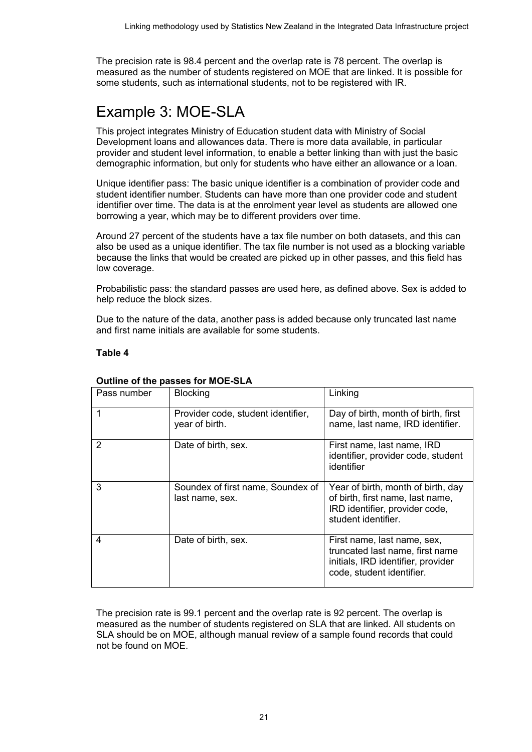The precision rate is 98.4 percent and the overlap rate is 78 percent. The overlap is measured as the number of students registered on MOE that are linked. It is possible for some students, such as international students, not to be registered with IR.

# Example 3: MOE-SLA

This project integrates Ministry of Education student data with Ministry of Social Development loans and allowances data. There is more data available, in particular provider and student level information, to enable a better linking than with just the basic demographic information, but only for students who have either an allowance or a loan.

Unique identifier pass: The basic unique identifier is a combination of provider code and student identifier number. Students can have more than one provider code and student identifier over time. The data is at the enrolment year level as students are allowed one borrowing a year, which may be to different providers over time.

Around 27 percent of the students have a tax file number on both datasets, and this can also be used as a unique identifier. The tax file number is not used as a blocking variable because the links that would be created are picked up in other passes, and this field has low coverage.

Probabilistic pass: the standard passes are used here, as defined above. Sex is added to help reduce the block sizes.

Due to the nature of the data, another pass is added because only truncated last name and first name initials are available for some students.

**Table 4**

**Outline of the passes for MOE-SLA**

| Pass number | Blocking | Linking |
|---|---|---|
| 1 | Provider code, student identifier, year of birth. | Day of birth, month of birth, first name, last name, IRD identifier. |
| 2 | Date of birth, sex. | First name, last name, IRD identifier, provider code, student identifier |
| 3 | Soundex of first name, Soundex of last name, sex. | Year of birth, month of birth, day of birth, first name, last name, IRD identifier, provider code, student identifier. |
| 4 | Date of birth, sex. | First name, last name, sex, truncated last name, first name initials, IRD identifier, provider code, student identifier. |

The precision rate is 99.1 percent and the overlap rate is 92 percent. The overlap is measured as the number of students registered on SLA that are linked. All students on SLA should be on MOE, although manual review of a sample found records that could not be found on MOE.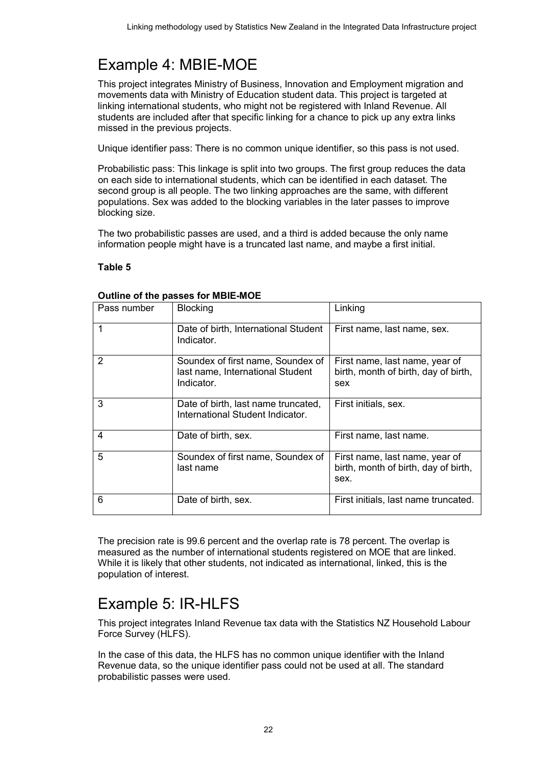# Example 4: MBIE-MOE

This project integrates Ministry of Business, Innovation and Employment migration and movements data with Ministry of Education student data. This project is targeted at linking international students, who might not be registered with Inland Revenue. All students are included after that specific linking for a chance to pick up any extra links missed in the previous projects.

Unique identifier pass: There is no common unique identifier, so this pass is not used.

Probabilistic pass: This linkage is split into two groups. The first group reduces the data on each side to international students, which can be identified in each dataset. The second group is all people. The two linking approaches are the same, with different populations. Sex was added to the blocking variables in the later passes to improve blocking size.

The two probabilistic passes are used, and a third is added because the only name information people might have is a truncated last name, and maybe a first initial.

**Table 5**

**Outline of the passes for MBIE-MOE**

| Pass number | Blocking | Linking |
| --- | --- | --- |
| 1 | Date of birth, International Student Indicator. | First name, last name, sex. |
| 2 | Soundex of first name, Soundex of last name, International Student Indicator. | First name, last name, year of birth, month of birth, day of birth, sex |
| 3 | Date of birth, last name truncated, International Student Indicator. | First initials, sex. |
| 4 | Date of birth, sex. | First name, last name. |
| 5 | Soundex of first name, Soundex of last name | First name, last name, year of birth, month of birth, day of birth, sex. |
| 6 | Date of birth, sex. | First initials, last name truncated. |

The precision rate is 99.6 percent and the overlap rate is 78 percent. The overlap is measured as the number of international students registered on MOE that are linked. While it is likely that other students, not indicated as international, linked, this is the population of interest.

# Example 5: IR-HLFS

This project integrates Inland Revenue tax data with the Statistics NZ Household Labour Force Survey (HLFS).

In the case of this data, the HLFS has no common unique identifier with the Inland Revenue data, so the unique identifier pass could not be used at all. The standard probabilistic passes were used.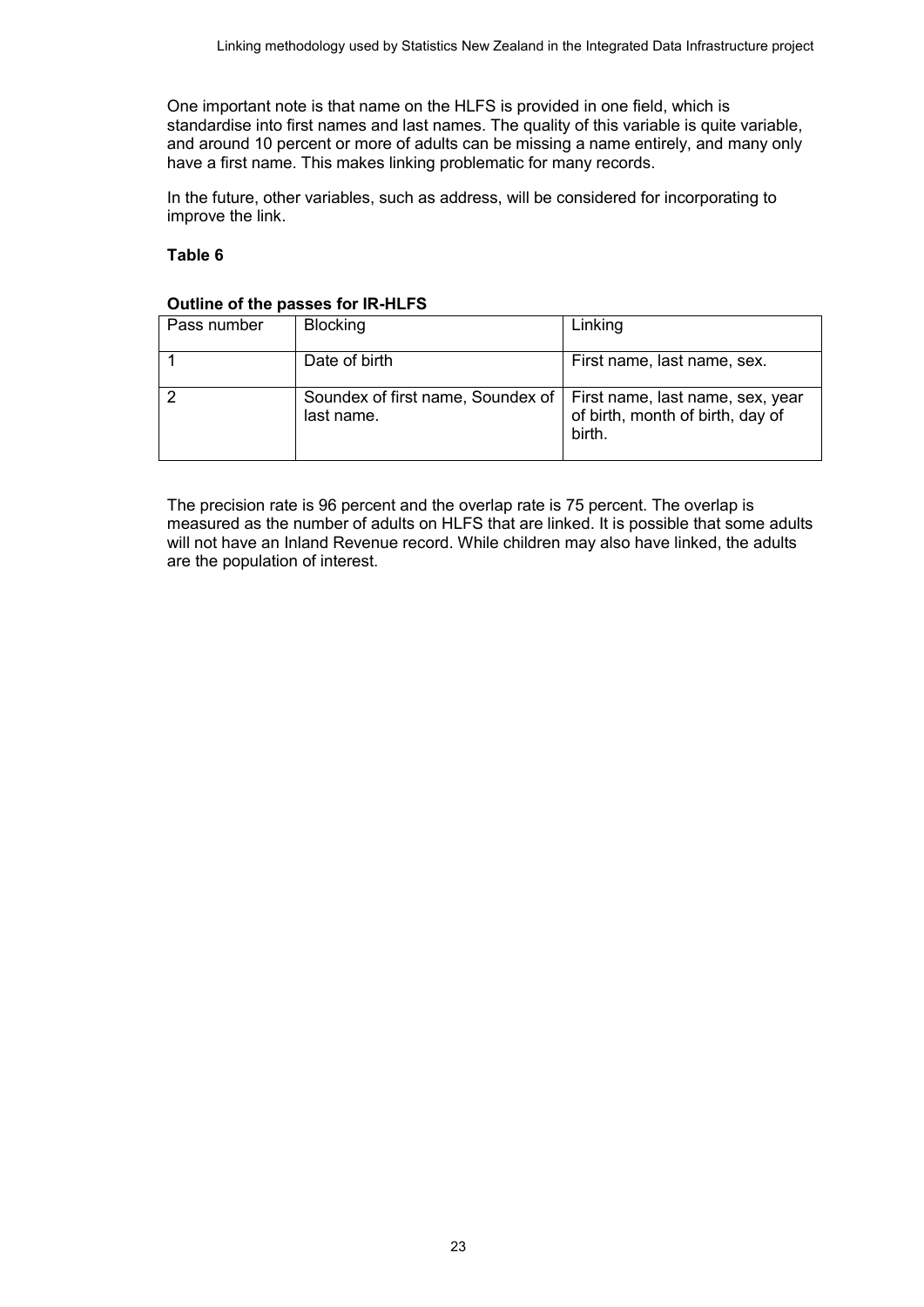One important note is that name on the HLFS is provided in one field, which is standardise into first names and last names. The quality of this variable is quite variable, and around 10 percent or more of adults can be missing a name entirely, and many only have a first name. This makes linking problematic for many records.

In the future, other variables, such as address, will be considered for incorporating to improve the link.

**Table 6**

**Outline of the passes for IR-HLFS**

| Pass number | Blocking | Linking |
|---|---|---|
| 1 | Date of birth | First name, last name, sex. |
| 2 | Soundex of first name, Soundex of last name. | First name, last name, sex, year of birth, month of birth, day of birth. |

The precision rate is 96 percent and the overlap rate is 75 percent. The overlap is measured as the number of adults on HLFS that are linked. It is possible that some adults will not have an Inland Revenue record. While children may also have linked, the adults are the population of interest.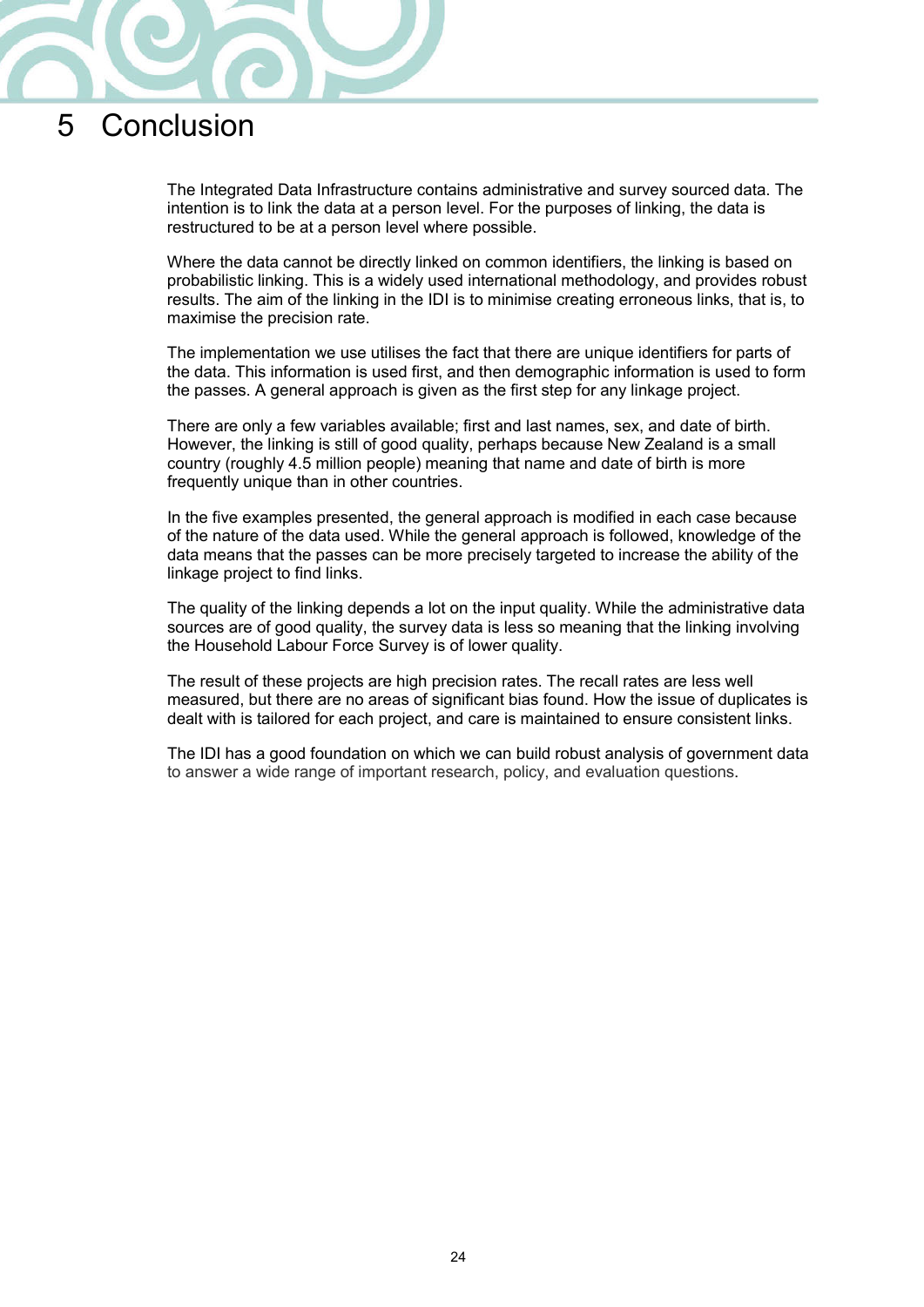# 5 Conclusion

The Integrated Data Infrastructure contains administrative and survey sourced data. The intention is to link the data at a person level. For the purposes of linking, the data is restructured to be at a person level where possible.

Where the data cannot be directly linked on common identifiers, the linking is based on probabilistic linking. This is a widely used international methodology, and provides robust results. The aim of the linking in the IDI is to minimise creating erroneous links, that is, to maximise the precision rate.

The implementation we use utilises the fact that there are unique identifiers for parts of the data. This information is used first, and then demographic information is used to form the passes. A general approach is given as the first step for any linkage project.

There are only a few variables available; first and last names, sex, and date of birth. However, the linking is still of good quality, perhaps because New Zealand is a small country (roughly 4.5 million people) meaning that name and date of birth is more frequently unique than in other countries.

In the five examples presented, the general approach is modified in each case because of the nature of the data used. While the general approach is followed, knowledge of the data means that the passes can be more precisely targeted to increase the ability of the linkage project to find links.

The quality of the linking depends a lot on the input quality. While the administrative data sources are of good quality, the survey data is less so meaning that the linking involving the Household Labour Force Survey is of lower quality.

The result of these projects are high precision rates. The recall rates are less well measured, but there are no areas of significant bias found. How the issue of duplicates is dealt with is tailored for each project, and care is maintained to ensure consistent links.

The IDI has a good foundation on which we can build robust analysis of government data to answer a wide range of important research, policy, and evaluation questions.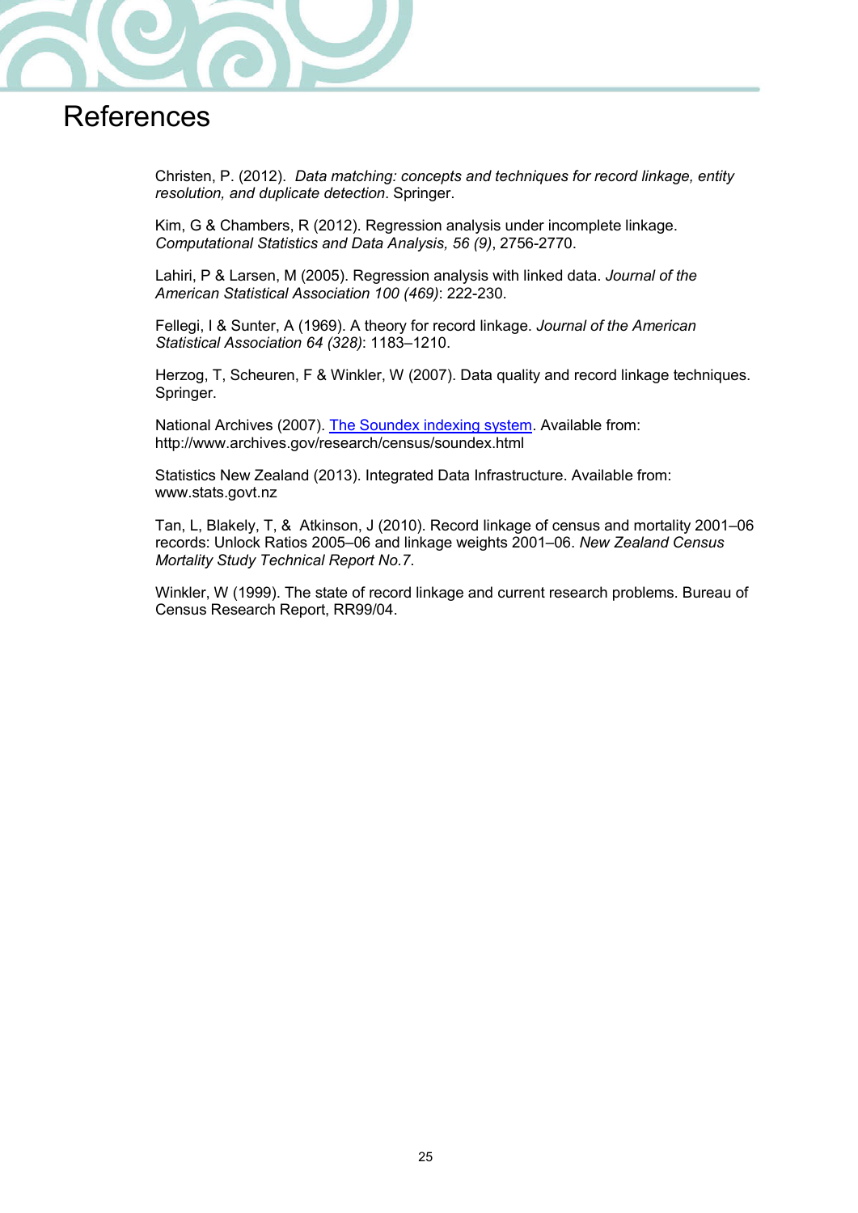# References

Christen, P. (2012). *Data matching: concepts and techniques for record linkage, entity resolution, and duplicate detection*. Springer.

Kim, G & Chambers, R (2012). Regression analysis under incomplete linkage. *Computational Statistics and Data Analysis, 56 (9)*, 2756-2770.

Lahiri, P & Larsen, M (2005). Regression analysis with linked data. *Journal of the American Statistical Association 100 (469)*: 222-230.

Fellegi, I & Sunter, A (1969). A theory for record linkage. *Journal of the American Statistical Association 64 (328)*: 1183–1210.

Herzog, T, Scheuren, F & Winkler, W (2007). Data quality and record linkage techniques. Springer.

National Archives (2007). [The Soundex indexing system](http://www.archives.gov/research/census/soundex.html). Available from: http://www.archives.gov/research/census/soundex.html

Statistics New Zealand (2013). Integrated Data Infrastructure. Available from: www.stats.govt.nz

Tan, L, Blakely, T, & Atkinson, J (2010). Record linkage of census and mortality 2001–06 records: Unlock Ratios 2005–06 and linkage weights 2001–06. *New Zealand Census Mortality Study Technical Report No.7*.

Winkler, W (1999). The state of record linkage and current research problems. Bureau of Census Research Report, RR99/04.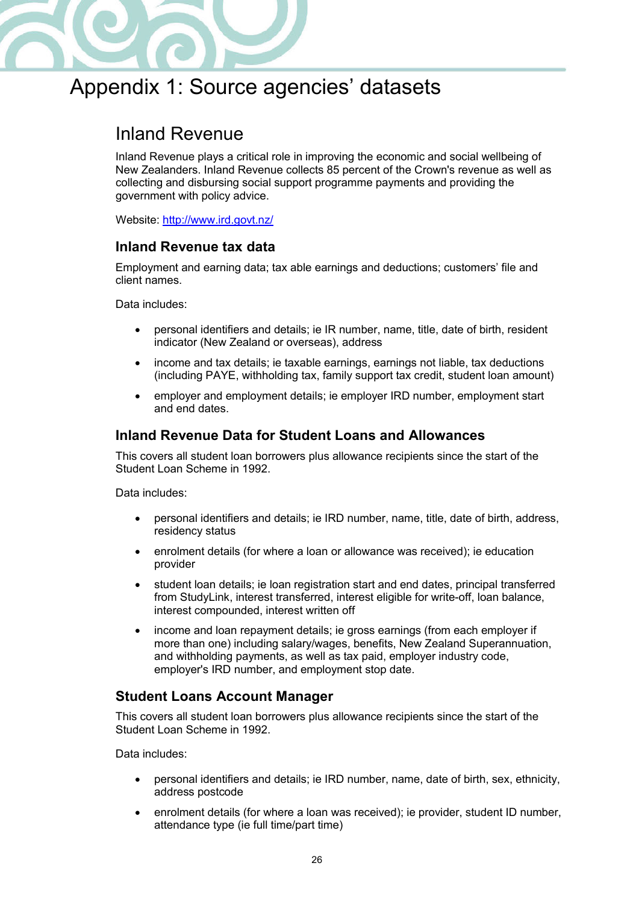# Appendix 1: Source agencies' datasets

## Inland Revenue

Inland Revenue plays a critical role in improving the economic and social wellbeing of New Zealanders. Inland Revenue collects 85 percent of the Crown's revenue as well as collecting and disbursing social support programme payments and providing the government with policy advice.

Website: http://www.ird.govt.nz/

### Inland Revenue tax data

Employment and earning data; tax able earnings and deductions; customers' file and client names.

Data includes:

- personal identifiers and details; ie IR number, name, title, date of birth, resident indicator (New Zealand or overseas), address
- income and tax details; ie taxable earnings, earnings not liable, tax deductions (including PAYE, withholding tax, family support tax credit, student loan amount)
- employer and employment details; ie employer IRD number, employment start and end dates.

### Inland Revenue Data for Student Loans and Allowances

This covers all student loan borrowers plus allowance recipients since the start of the Student Loan Scheme in 1992.

Data includes:

- personal identifiers and details; ie IRD number, name, title, date of birth, address, residency status
- enrolment details (for where a loan or allowance was received); ie education provider
- student loan details; ie loan registration start and end dates, principal transferred from StudyLink, interest transferred, interest eligible for write-off, loan balance, interest compounded, interest written off
- income and loan repayment details; ie gross earnings (from each employer if more than one) including salary/wages, benefits, New Zealand Superannuation, and withholding payments, as well as tax paid, employer industry code, employer's IRD number, and employment stop date.

### Student Loans Account Manager

This covers all student loan borrowers plus allowance recipients since the start of the Student Loan Scheme in 1992.

Data includes:

- personal identifiers and details; ie IRD number, name, date of birth, sex, ethnicity, address postcode
- enrolment details (for where a loan was received); ie provider, student ID number, attendance type (ie full time/part time)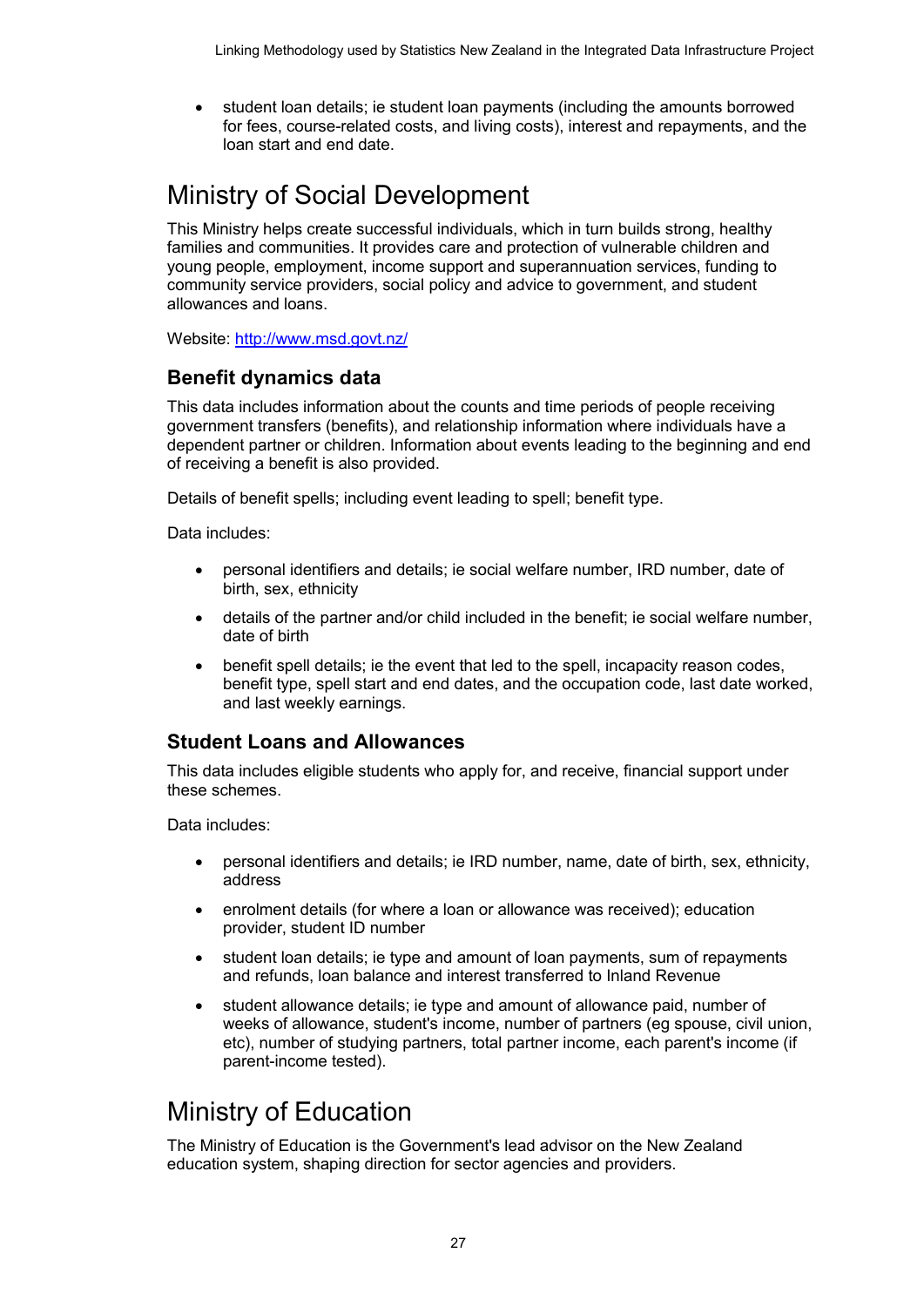- student loan details; ie student loan payments (including the amounts borrowed for fees, course-related costs, and living costs), interest and repayments, and the loan start and end date.

# Ministry of Social Development

This Ministry helps create successful individuals, which in turn builds strong, healthy families and communities. It provides care and protection of vulnerable children and young people, employment, income support and superannuation services, funding to community service providers, social policy and advice to government, and student allowances and loans.

Website: [http://www.msd.govt.nz/](http://www.msd.govt.nz/)

## Benefit dynamics data

This data includes information about the counts and time periods of people receiving government transfers (benefits), and relationship information where individuals have a dependent partner or children. Information about events leading to the beginning and end of receiving a benefit is also provided.

Details of benefit spells; including event leading to spell; benefit type.

Data includes:

- personal identifiers and details; ie social welfare number, IRD number, date of birth, sex, ethnicity
- details of the partner and/or child included in the benefit; ie social welfare number, date of birth
- benefit spell details; ie the event that led to the spell, incapacity reason codes, benefit type, spell start and end dates, and the occupation code, last date worked, and last weekly earnings.

## Student Loans and Allowances

This data includes eligible students who apply for, and receive, financial support under these schemes.

Data includes:

- personal identifiers and details; ie IRD number, name, date of birth, sex, ethnicity, address
- enrolment details (for where a loan or allowance was received); education provider, student ID number
- student loan details; ie type and amount of loan payments, sum of repayments and refunds, loan balance and interest transferred to Inland Revenue
- student allowance details; ie type and amount of allowance paid, number of weeks of allowance, student's income, number of partners (eg spouse, civil union, etc), number of studying partners, total partner income, each parent's income (if parent-income tested).

# Ministry of Education

The Ministry of Education is the Government's lead advisor on the New Zealand education system, shaping direction for sector agencies and providers.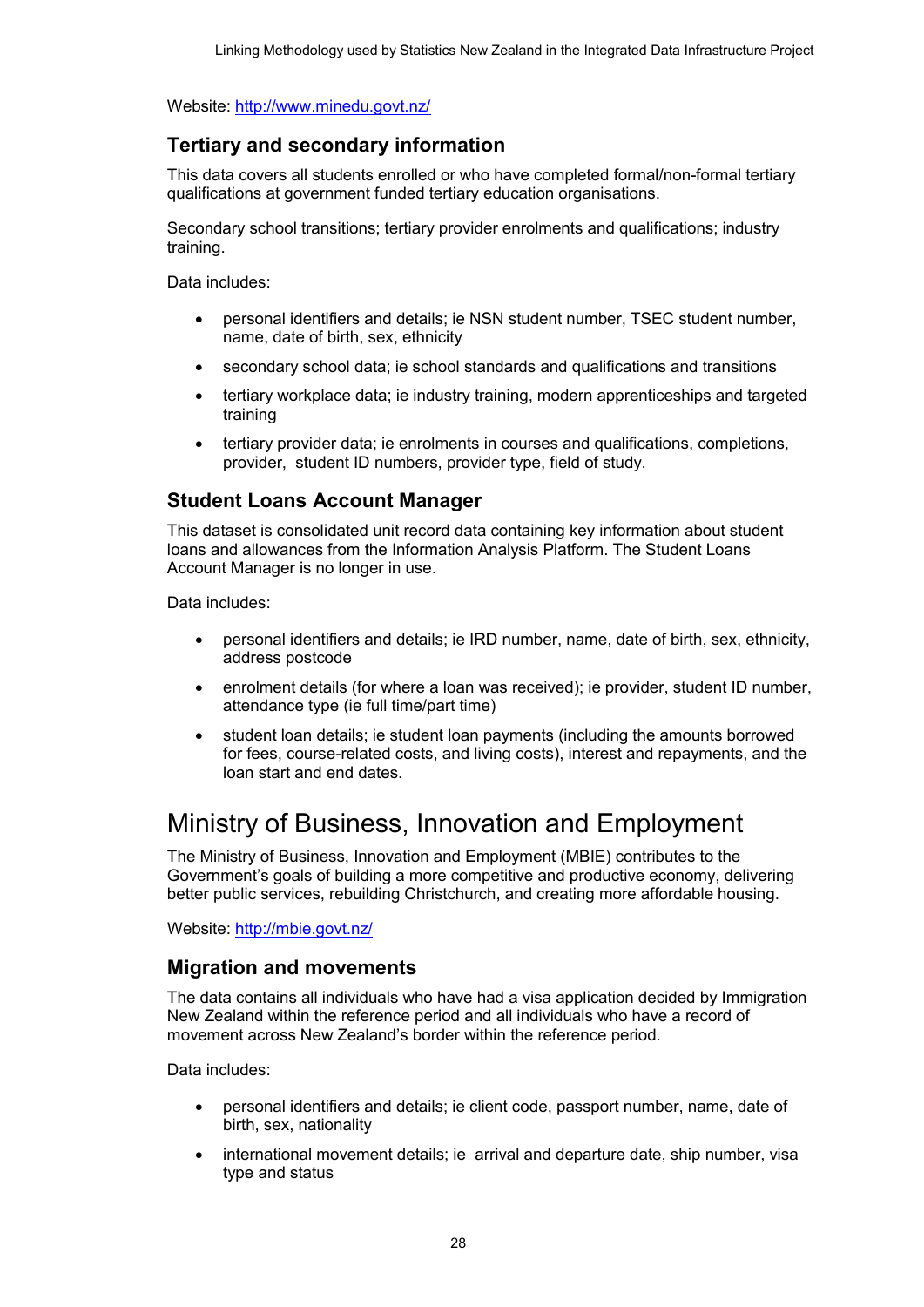Website: http://www.minedu.govt.nz/

### Tertiary and secondary information

This data covers all students enrolled or who have completed formal/non-formal tertiary qualifications at government funded tertiary education organisations.

Secondary school transitions; tertiary provider enrolments and qualifications; industry training.

Data includes:

- personal identifiers and details; ie NSN student number, TSEC student number, name, date of birth, sex, ethnicity
- secondary school data; ie school standards and qualifications and transitions
- tertiary workplace data; ie industry training, modern apprenticeships and targeted training
- tertiary provider data; ie enrolments in courses and qualifications, completions, provider, student ID numbers, provider type, field of study.

### Student Loans Account Manager

This dataset is consolidated unit record data containing key information about student loans and allowances from the Information Analysis Platform. The Student Loans Account Manager is no longer in use.

Data includes:

- personal identifiers and details; ie IRD number, name, date of birth, sex, ethnicity, address postcode
- enrolment details (for where a loan was received); ie provider, student ID number, attendance type (ie full time/part time)
- student loan details; ie student loan payments (including the amounts borrowed for fees, course-related costs, and living costs), interest and repayments, and the loan start and end dates.

## Ministry of Business, Innovation and Employment

The Ministry of Business, Innovation and Employment (MBIE) contributes to the Government's goals of building a more competitive and productive economy, delivering better public services, rebuilding Christchurch, and creating more affordable housing.

Website: http://mbie.govt.nz/

### Migration and movements

The data contains all individuals who have had a visa application decided by Immigration New Zealand within the reference period and all individuals who have a record of movement across New Zealand's border within the reference period.

Data includes:

- personal identifiers and details; ie client code, passport number, name, date of birth, sex, nationality
- international movement details; ie arrival and departure date, ship number, visa type and status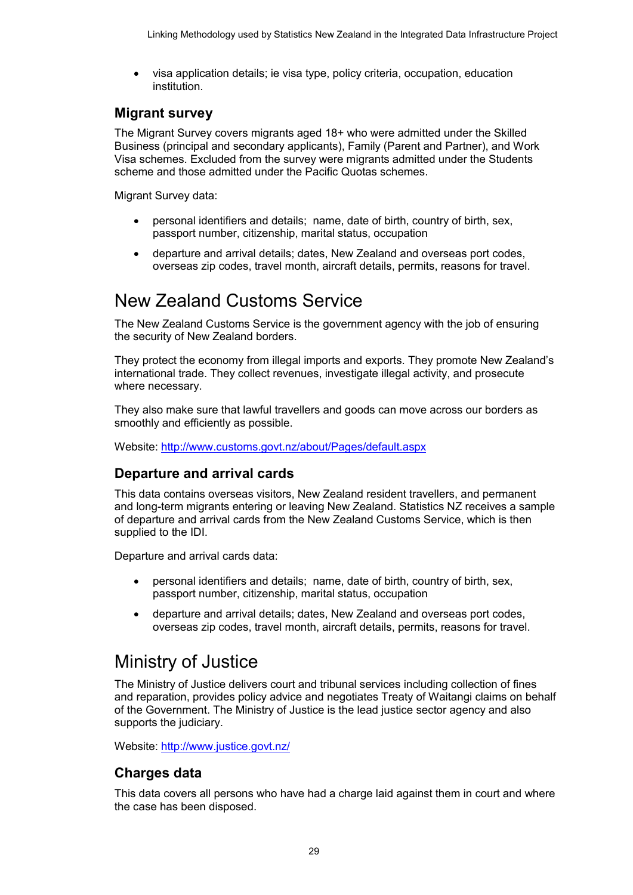- visa application details; ie visa type, policy criteria, occupation, education institution.

### Migrant survey

The Migrant Survey covers migrants aged 18+ who were admitted under the Skilled Business (principal and secondary applicants), Family (Parent and Partner), and Work Visa schemes. Excluded from the survey were migrants admitted under the Students scheme and those admitted under the Pacific Quotas schemes.

Migrant Survey data:

- personal identifiers and details; name, date of birth, country of birth, sex, passport number, citizenship, marital status, occupation
- departure and arrival details; dates, New Zealand and overseas port codes, overseas zip codes, travel month, aircraft details, permits, reasons for travel.

## New Zealand Customs Service

The New Zealand Customs Service is the government agency with the job of ensuring the security of New Zealand borders.

They protect the economy from illegal imports and exports. They promote New Zealand's international trade. They collect revenues, investigate illegal activity, and prosecute where necessary.

They also make sure that lawful travellers and goods can move across our borders as smoothly and efficiently as possible.

Website: [http://www.customs.govt.nz/about/Pages/default.aspx](http://www.customs.govt.nz/about/Pages/default.aspx)

### Departure and arrival cards

This data contains overseas visitors, New Zealand resident travellers, and permanent and long-term migrants entering or leaving New Zealand. Statistics NZ receives a sample of departure and arrival cards from the New Zealand Customs Service, which is then supplied to the IDI.

Departure and arrival cards data:

- personal identifiers and details; name, date of birth, country of birth, sex, passport number, citizenship, marital status, occupation
- departure and arrival details; dates, New Zealand and overseas port codes, overseas zip codes, travel month, aircraft details, permits, reasons for travel.

## Ministry of Justice

The Ministry of Justice delivers court and tribunal services including collection of fines and reparation, provides policy advice and negotiates Treaty of Waitangi claims on behalf of the Government. The Ministry of Justice is the lead justice sector agency and also supports the judiciary.

Website: [http://www.justice.govt.nz/](http://www.justice.govt.nz/)

### Charges data

This data covers all persons who have had a charge laid against them in court and where the case has been disposed.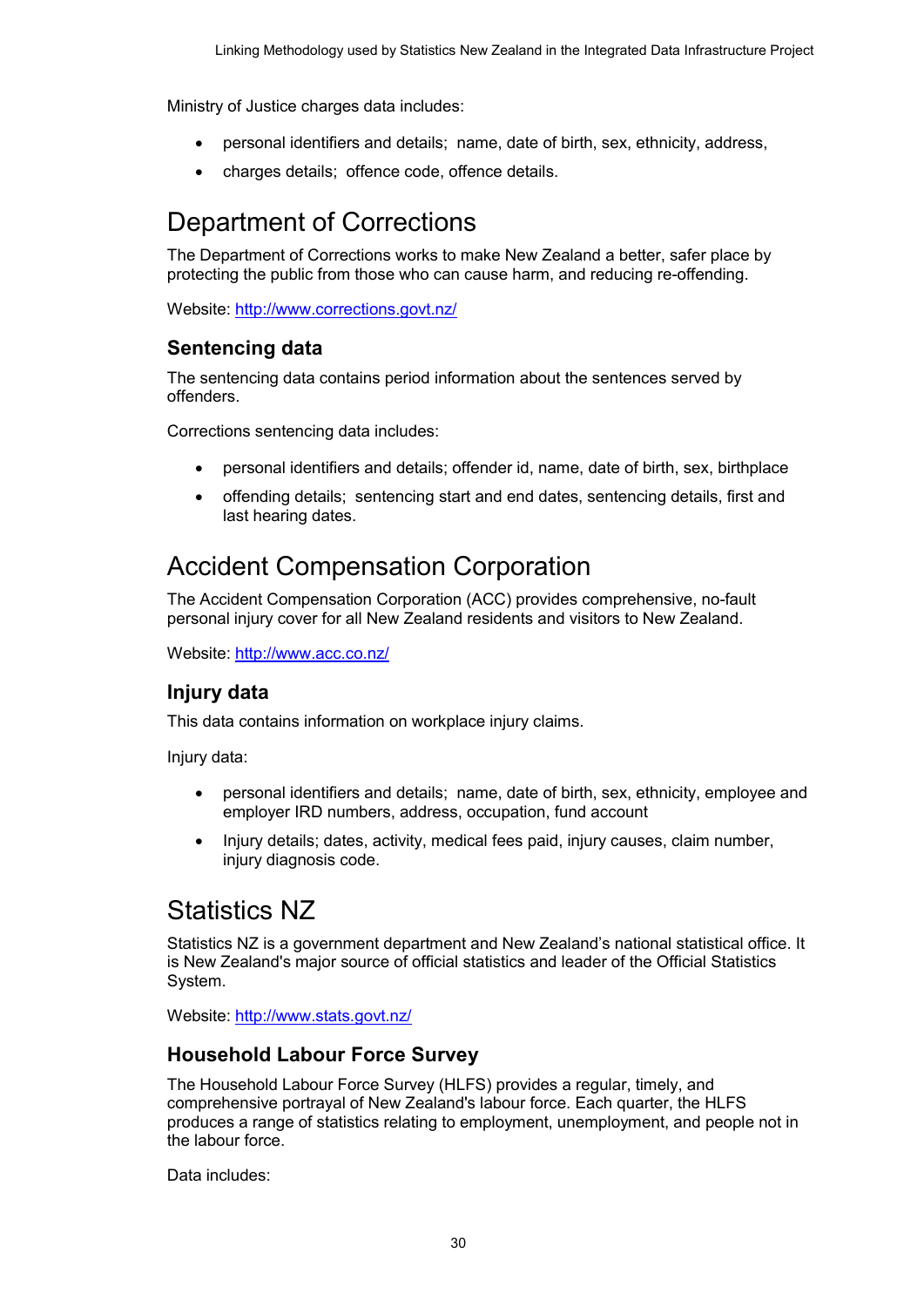Ministry of Justice charges data includes:

- personal identifiers and details; name, date of birth, sex, ethnicity, address,
- charges details; offence code, offence details.

# Department of Corrections

The Department of Corrections works to make New Zealand a better, safer place by protecting the public from those who can cause harm, and reducing re-offending.

Website: http://www.corrections.govt.nz/

## Sentencing data

The sentencing data contains period information about the sentences served by offenders.

Corrections sentencing data includes:

- personal identifiers and details; offender id, name, date of birth, sex, birthplace
- offending details; sentencing start and end dates, sentencing details, first and last hearing dates.

# Accident Compensation Corporation

The Accident Compensation Corporation (ACC) provides comprehensive, no-fault personal injury cover for all New Zealand residents and visitors to New Zealand.

Website: http://www.acc.co.nz/

## Injury data

This data contains information on workplace injury claims.

Injury data:

- personal identifiers and details; name, date of birth, sex, ethnicity, employee and employer IRD numbers, address, occupation, fund account
- Injury details; dates, activity, medical fees paid, injury causes, claim number, injury diagnosis code.

# Statistics NZ

Statistics NZ is a government department and New Zealand's national statistical office. It is New Zealand's major source of official statistics and leader of the Official Statistics System.

Website: http://www.stats.govt.nz/

## Household Labour Force Survey

The Household Labour Force Survey (HLFS) provides a regular, timely, and comprehensive portrayal of New Zealand's labour force. Each quarter, the HLFS produces a range of statistics relating to employment, unemployment, and people not in the labour force.

Data includes: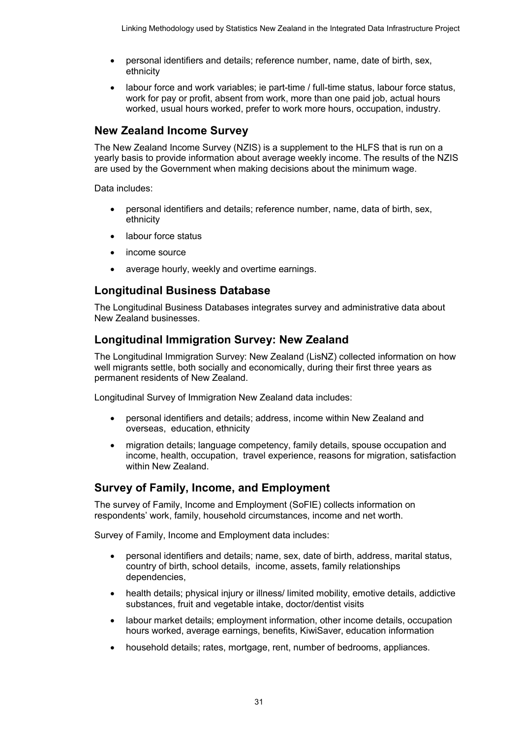- personal identifiers and details; reference number, name, date of birth, sex, ethnicity
- labour force and work variables; ie part-time / full-time status, labour force status, work for pay or profit, absent from work, more than one paid job, actual hours worked, usual hours worked, prefer to work more hours, occupation, industry.

## New Zealand Income Survey

The New Zealand Income Survey (NZIS) is a supplement to the HLFS that is run on a yearly basis to provide information about average weekly income. The results of the NZIS are used by the Government when making decisions about the minimum wage.

Data includes:

- personal identifiers and details; reference number, name, data of birth, sex, ethnicity
- labour force status
- income source
- average hourly, weekly and overtime earnings.

## Longitudinal Business Database

The Longitudinal Business Databases integrates survey and administrative data about New Zealand businesses.

## Longitudinal Immigration Survey: New Zealand

The Longitudinal Immigration Survey: New Zealand (LisNZ) collected information on how well migrants settle, both socially and economically, during their first three years as permanent residents of New Zealand.

Longitudinal Survey of Immigration New Zealand data includes:

- personal identifiers and details; address, income within New Zealand and overseas, education, ethnicity
- migration details; language competency, family details, spouse occupation and income, health, occupation, travel experience, reasons for migration, satisfaction within New Zealand.

## Survey of Family, Income, and Employment

The survey of Family, Income and Employment (SoFIE) collects information on respondents' work, family, household circumstances, income and net worth.

Survey of Family, Income and Employment data includes:

- personal identifiers and details; name, sex, date of birth, address, marital status, country of birth, school details, income, assets, family relationships dependencies,
- health details; physical injury or illness/ limited mobility, emotive details, addictive substances, fruit and vegetable intake, doctor/dentist visits
- labour market details; employment information, other income details, occupation hours worked, average earnings, benefits, KiwiSaver, education information
- household details; rates, mortgage, rent, number of bedrooms, appliances.